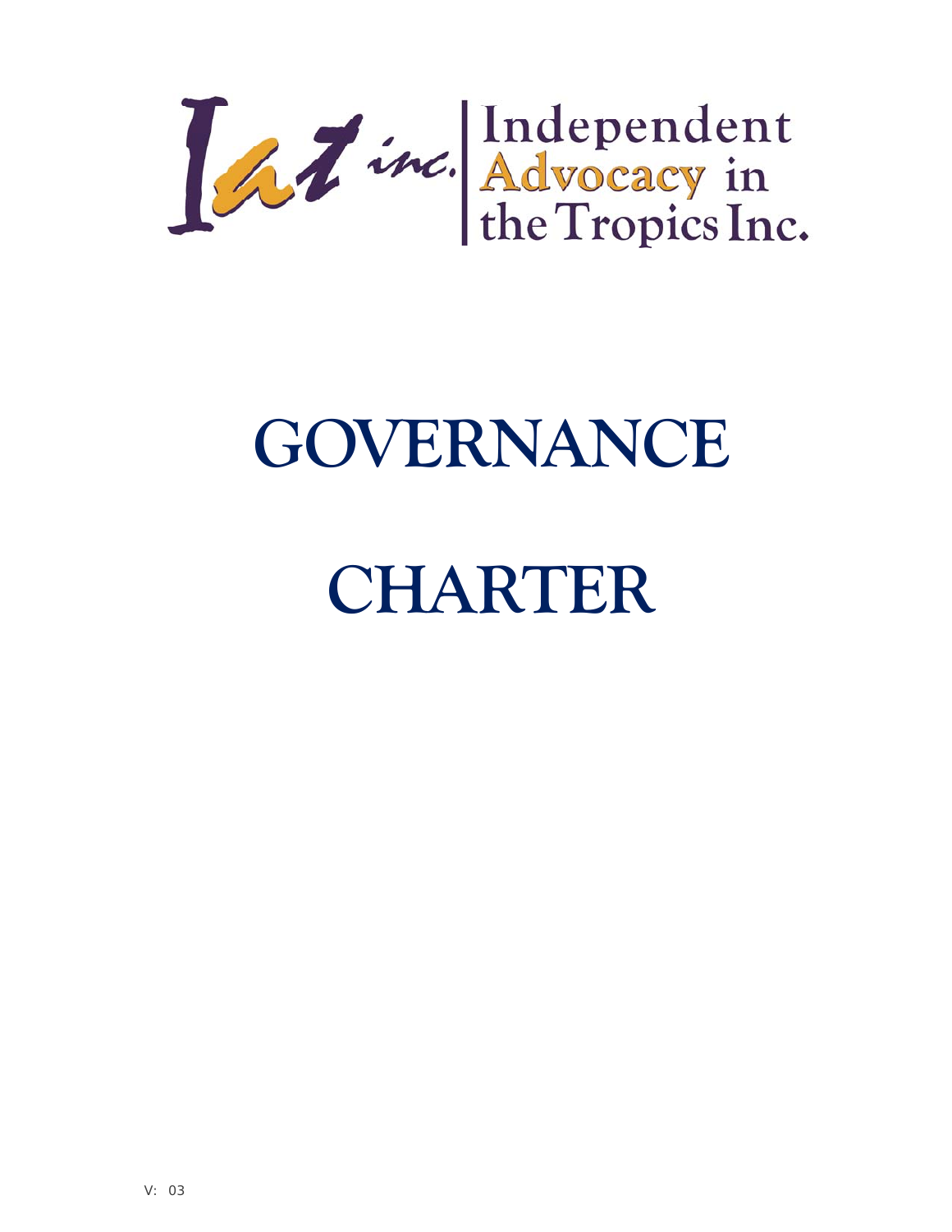Independent Advocacy in the Tropics Inc.

# GOVERNANCE

# CHARTER

V: 03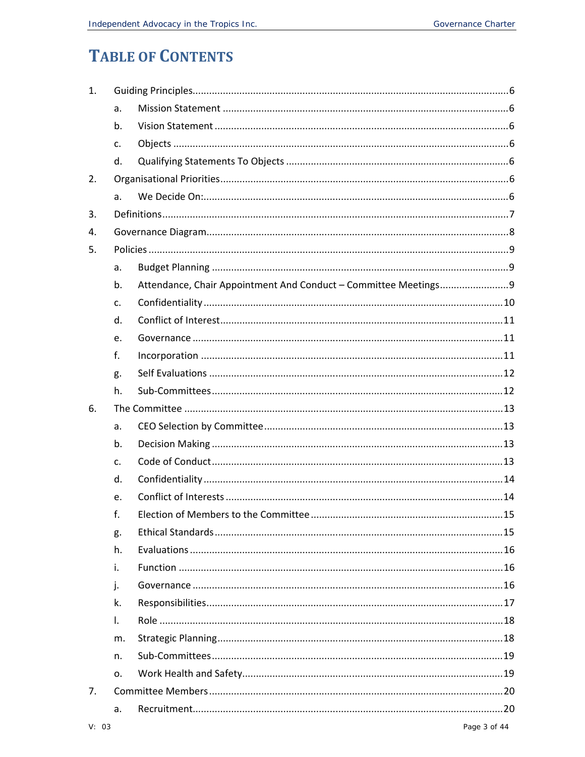# TABLE OF CONTENTS

1. Guiding Principles.......6
   a. Mission Statement.......6
   b. Vision Statement.......6
   c. Objects.......6
   d. Qualifying Statements To Objects.......6
2. Organisational Priorities.......6
   a. We Decide On:.......6
3. Definitions.......7
4. Governance Diagram.......8
5. Policies.......9
   a. Budget Planning.......9
   b. Attendance, Chair Appointment And Conduct – Committee Meetings.......9
   c. Confidentiality.......10
   d. Conflict of Interest.......11
   e. Governance.......11
   f. Incorporation.......11
   g. Self Evaluations.......12
   h. Sub-Committees.......12
6. The Committee.......13
   a. CEO Selection by Committee.......13
   b. Decision Making.......13
   c. Code of Conduct.......13
   d. Confidentiality.......14
   e. Conflict of Interests.......14
   f. Election of Members to the Committee.......15
   g. Ethical Standards.......15
   h. Evaluations.......16
   i. Function.......16
   j. Governance.......16
   k. Responsibilities.......17
   l. Role.......18
   m. Strategic Planning.......18
   n. Sub-Committees.......19
   o. Work Health and Safety.......19
7. Committee Members.......20
   a. Recruitment.......20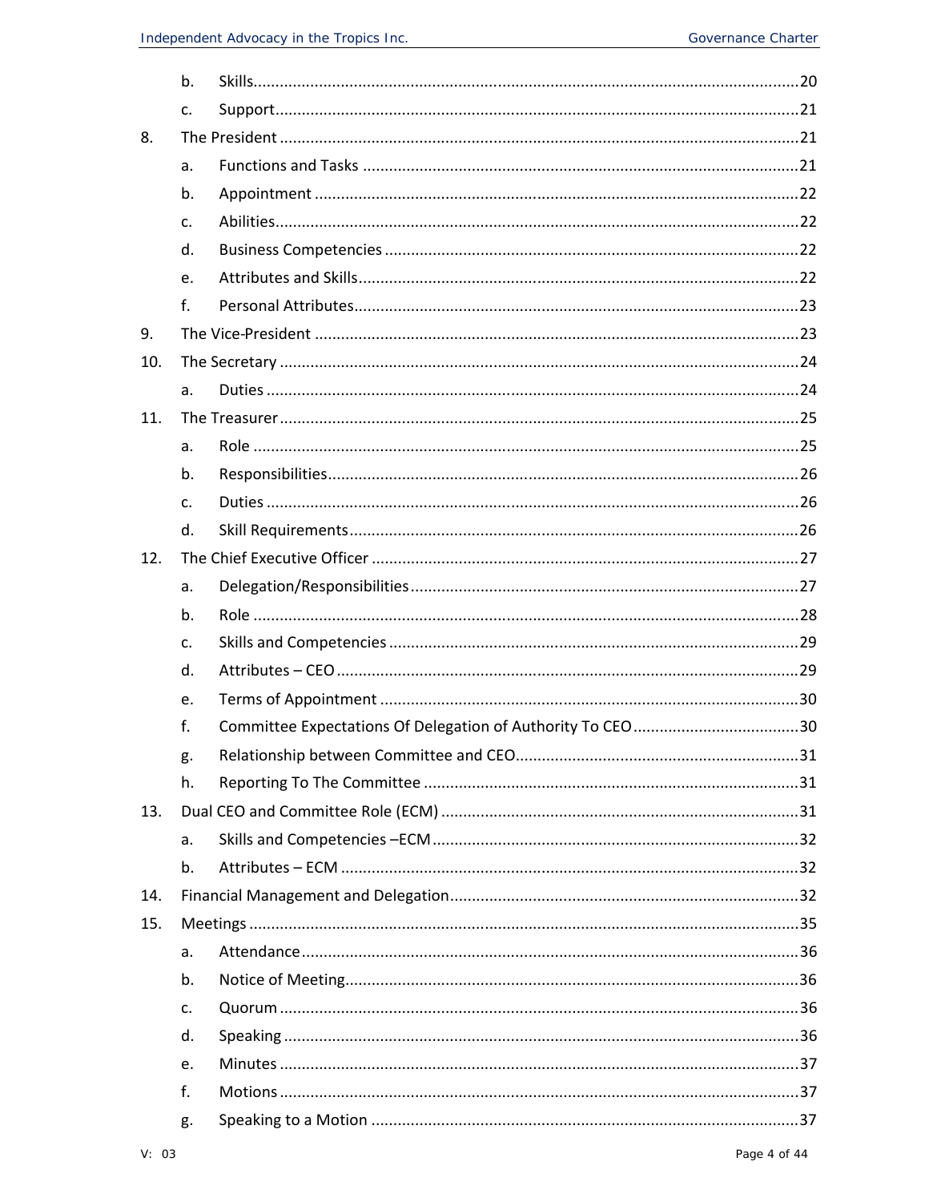- b. Skills ... 20
- c. Support ... 21

8. The President ... 21
   - a. Functions and Tasks ... 21
   - b. Appointment ... 22
   - c. Abilities ... 22
   - d. Business Competencies ... 22
   - e. Attributes and Skills ... 22
   - f. Personal Attributes ... 23
9. The Vice-President ... 23
10. The Secretary ... 24
    - a. Duties ... 24
11. The Treasurer ... 25
    - a. Role ... 25
    - b. Responsibilities ... 26
    - c. Duties ... 26
    - d. Skill Requirements ... 26
12. The Chief Executive Officer ... 27
    - a. Delegation/Responsibilities ... 27
    - b. Role ... 28
    - c. Skills and Competencies ... 29
    - d. Attributes – CEO ... 29
    - e. Terms of Appointment ... 30
    - f. Committee Expectations Of Delegation of Authority To CEO ... 30
    - g. Relationship between Committee and CEO ... 31
    - h. Reporting To The Committee ... 31
13. Dual CEO and Committee Role (ECM) ... 31
    - a. Skills and Competencies –ECM ... 32
    - b. Attributes – ECM ... 32
14. Financial Management and Delegation ... 32
15. Meetings ... 35
    - a. Attendance ... 36
    - b. Notice of Meeting ... 36
    - c. Quorum ... 36
    - d. Speaking ... 36
    - e. Minutes ... 37
    - f. Motions ... 37
    - g. Speaking to a Motion ... 37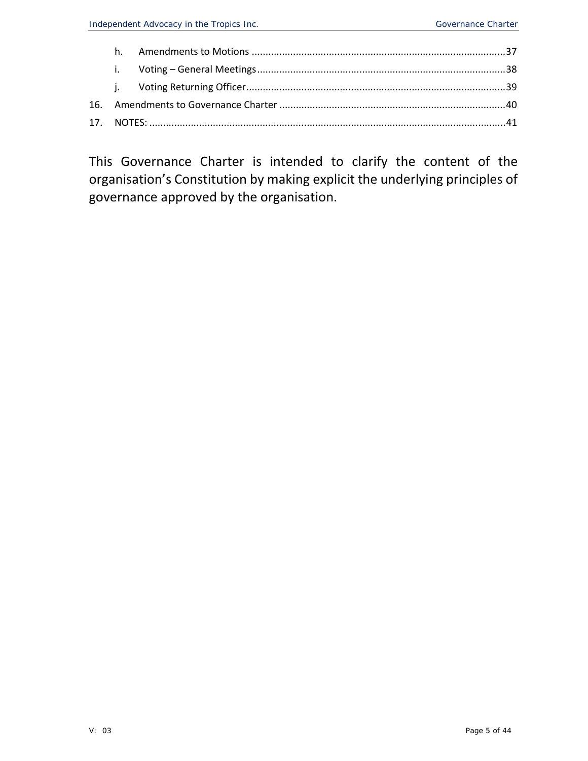- h. Amendments to Motions ....................................................................................37
   - i. Voting – General Meetings..................................................................................38
   - j. Voting Returning Officer.....................................................................................39

16. Amendments to Governance Charter .........................................................................40
17. NOTES: ...............................................................................................................41

This Governance Charter is intended to clarify the content of the organisation's Constitution by making explicit the underlying principles of governance approved by the organisation.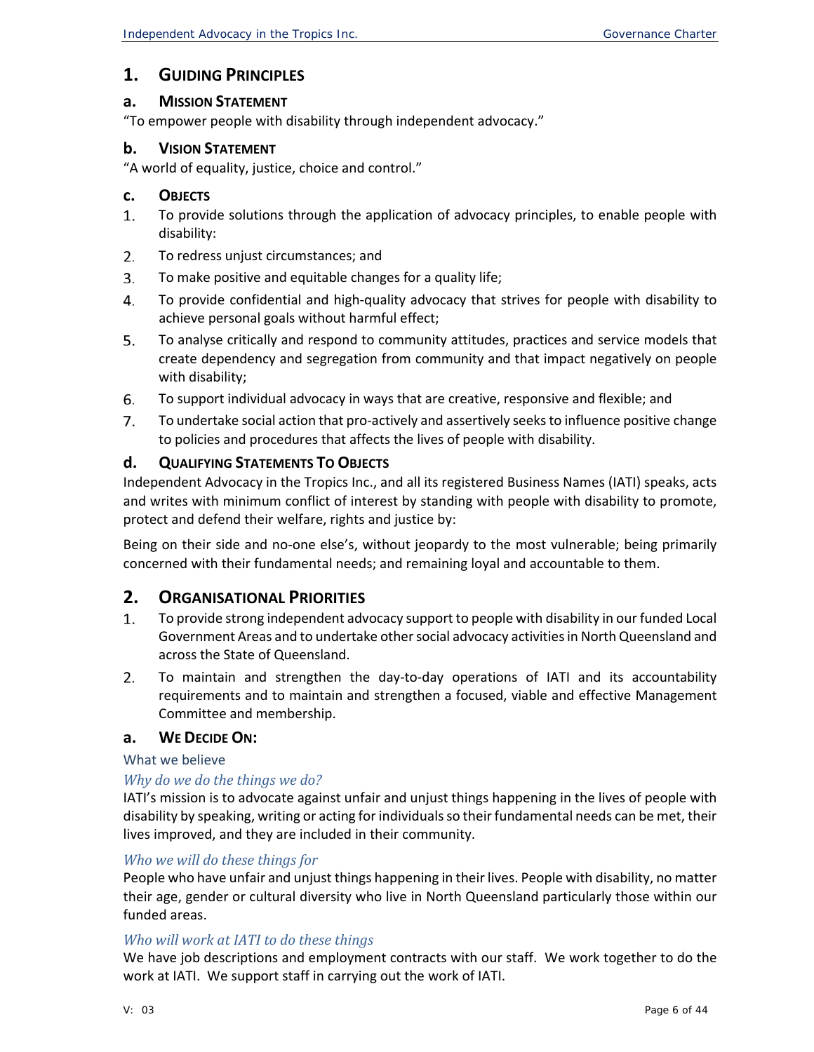# 1. Guiding Principles

## a. Mission Statement

"To empower people with disability through independent advocacy."

## b. Vision Statement

"A world of equality, justice, choice and control."

## c. Objects

1. To provide solutions through the application of advocacy principles, to enable people with disability:
2. To redress unjust circumstances; and
3. To make positive and equitable changes for a quality life;
4. To provide confidential and high-quality advocacy that strives for people with disability to achieve personal goals without harmful effect;
5. To analyse critically and respond to community attitudes, practices and service models that create dependency and segregation from community and that impact negatively on people with disability;
6. To support individual advocacy in ways that are creative, responsive and flexible; and
7. To undertake social action that pro-actively and assertively seeks to influence positive change to policies and procedures that affects the lives of people with disability.

## d. Qualifying Statements To Objects

Independent Advocacy in the Tropics Inc., and all its registered Business Names (IATI) speaks, acts and writes with minimum conflict of interest by standing with people with disability to promote, protect and defend their welfare, rights and justice by:

Being on their side and no-one else's, without jeopardy to the most vulnerable; being primarily concerned with their fundamental needs; and remaining loyal and accountable to them.

# 2. Organisational Priorities

1. To provide strong independent advocacy support to people with disability in our funded Local Government Areas and to undertake other social advocacy activities in North Queensland and across the State of Queensland.
2. To maintain and strengthen the day-to-day operations of IATI and its accountability requirements and to maintain and strengthen a focused, viable and effective Management Committee and membership.

## a. We Decide On:

### What we believe

#### *Why do we do the things we do?*

IATI's mission is to advocate against unfair and unjust things happening in the lives of people with disability by speaking, writing or acting for individuals so their fundamental needs can be met, their lives improved, and they are included in their community.

#### *Who we will do these things for*

People who have unfair and unjust things happening in their lives. People with disability, no matter their age, gender or cultural diversity who live in North Queensland particularly those within our funded areas.

#### *Who will work at IATI to do these things*

We have job descriptions and employment contracts with our staff. We work together to do the work at IATI. We support staff in carrying out the work of IATI.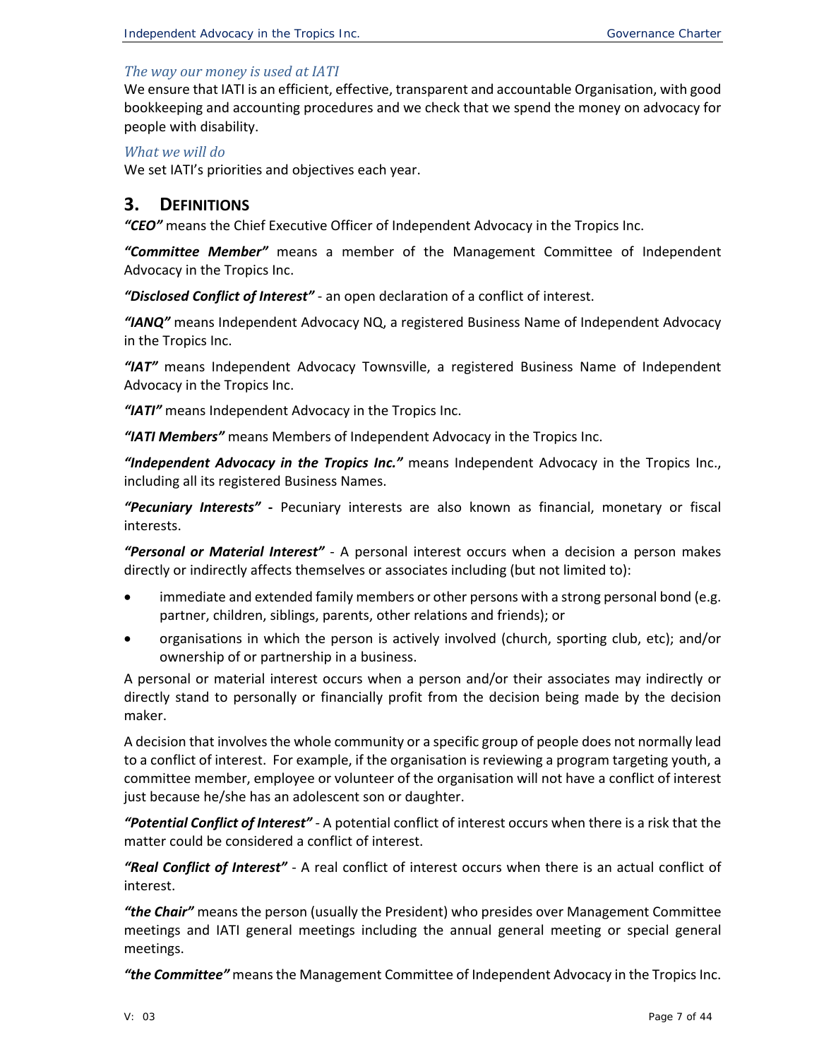*The way our money is used at IATI*

We ensure that IATI is an efficient, effective, transparent and accountable Organisation, with good bookkeeping and accounting procedures and we check that we spend the money on advocacy for people with disability.

*What we will do*

We set IATI's priorities and objectives each year.

## 3. DEFINITIONS

***"CEO"*** means the Chief Executive Officer of Independent Advocacy in the Tropics Inc.

***"Committee Member"*** means a member of the Management Committee of Independent Advocacy in the Tropics Inc.

***"Disclosed Conflict of Interest"*** - an open declaration of a conflict of interest.

***"IANQ"*** means Independent Advocacy NQ, a registered Business Name of Independent Advocacy in the Tropics Inc.

***"IAT"*** means Independent Advocacy Townsville, a registered Business Name of Independent Advocacy in the Tropics Inc.

***"IATI"*** means Independent Advocacy in the Tropics Inc.

***"IATI Members"*** means Members of Independent Advocacy in the Tropics Inc.

***"Independent Advocacy in the Tropics Inc."*** means Independent Advocacy in the Tropics Inc., including all its registered Business Names.

***"Pecuniary Interests"*** **-** Pecuniary interests are also known as financial, monetary or fiscal interests.

***"Personal or Material Interest"*** - A personal interest occurs when a decision a person makes directly or indirectly affects themselves or associates including (but not limited to):

- immediate and extended family members or other persons with a strong personal bond (e.g. partner, children, siblings, parents, other relations and friends); or
- organisations in which the person is actively involved (church, sporting club, etc); and/or ownership of or partnership in a business.

A personal or material interest occurs when a person and/or their associates may indirectly or directly stand to personally or financially profit from the decision being made by the decision maker.

A decision that involves the whole community or a specific group of people does not normally lead to a conflict of interest. For example, if the organisation is reviewing a program targeting youth, a committee member, employee or volunteer of the organisation will not have a conflict of interest just because he/she has an adolescent son or daughter.

***"Potential Conflict of Interest"*** - A potential conflict of interest occurs when there is a risk that the matter could be considered a conflict of interest.

***"Real Conflict of Interest"*** - A real conflict of interest occurs when there is an actual conflict of interest.

***"the Chair"*** means the person (usually the President) who presides over Management Committee meetings and IATI general meetings including the annual general meeting or special general meetings.

***"the Committee"*** means the Management Committee of Independent Advocacy in the Tropics Inc.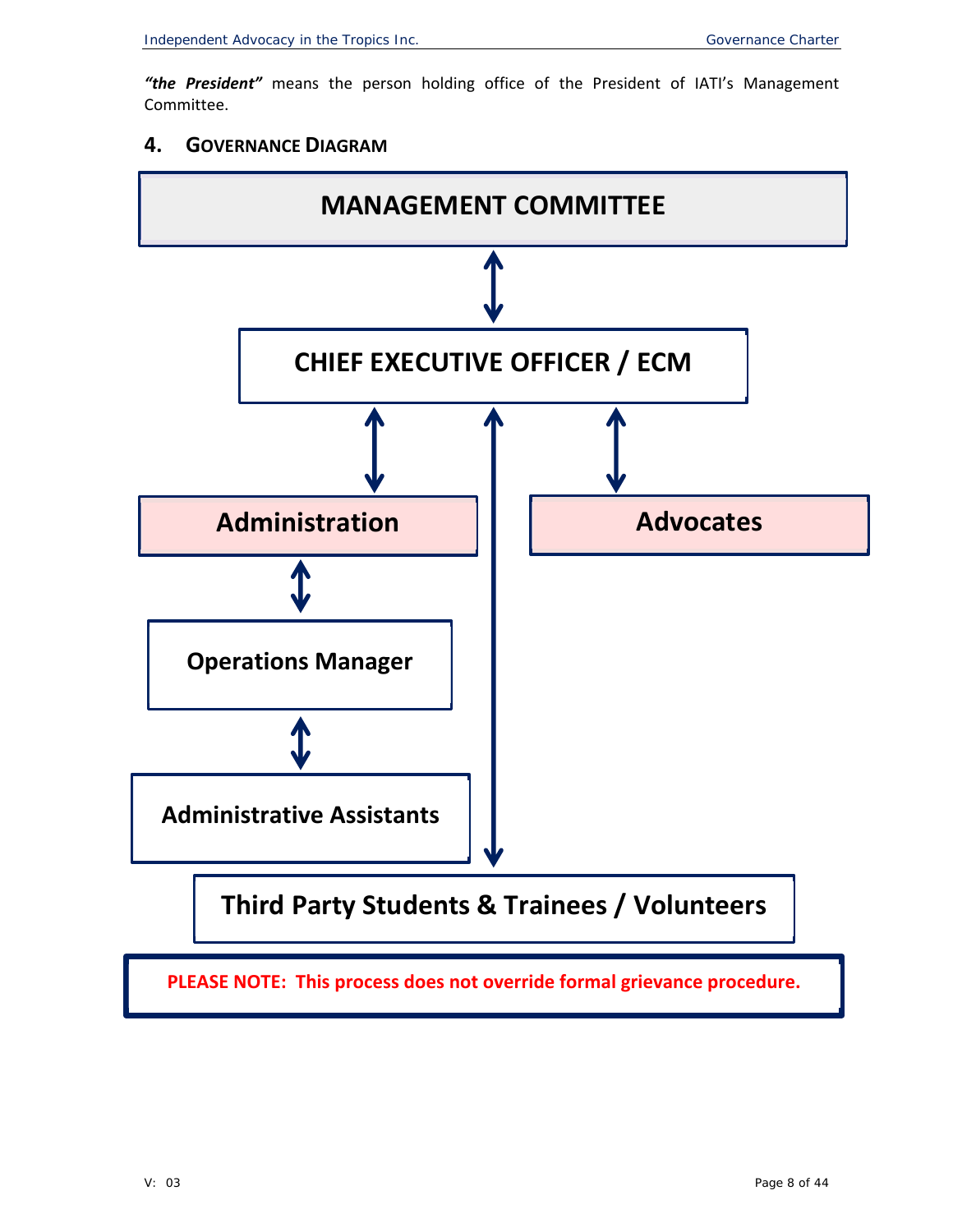***"the President"*** means the person holding office of the President of IATI's Management Committee.

## 4. Governance Diagram

**MANAGEMENT COMMITTEE**

**CHIEF EXECUTIVE OFFICER / ECM**

**Administration**

**Advocates**

**Operations Manager**

**Administrative Assistants**

**Third Party Students & Trainees / Volunteers**

**PLEASE NOTE: This process does not override formal grievance procedure.**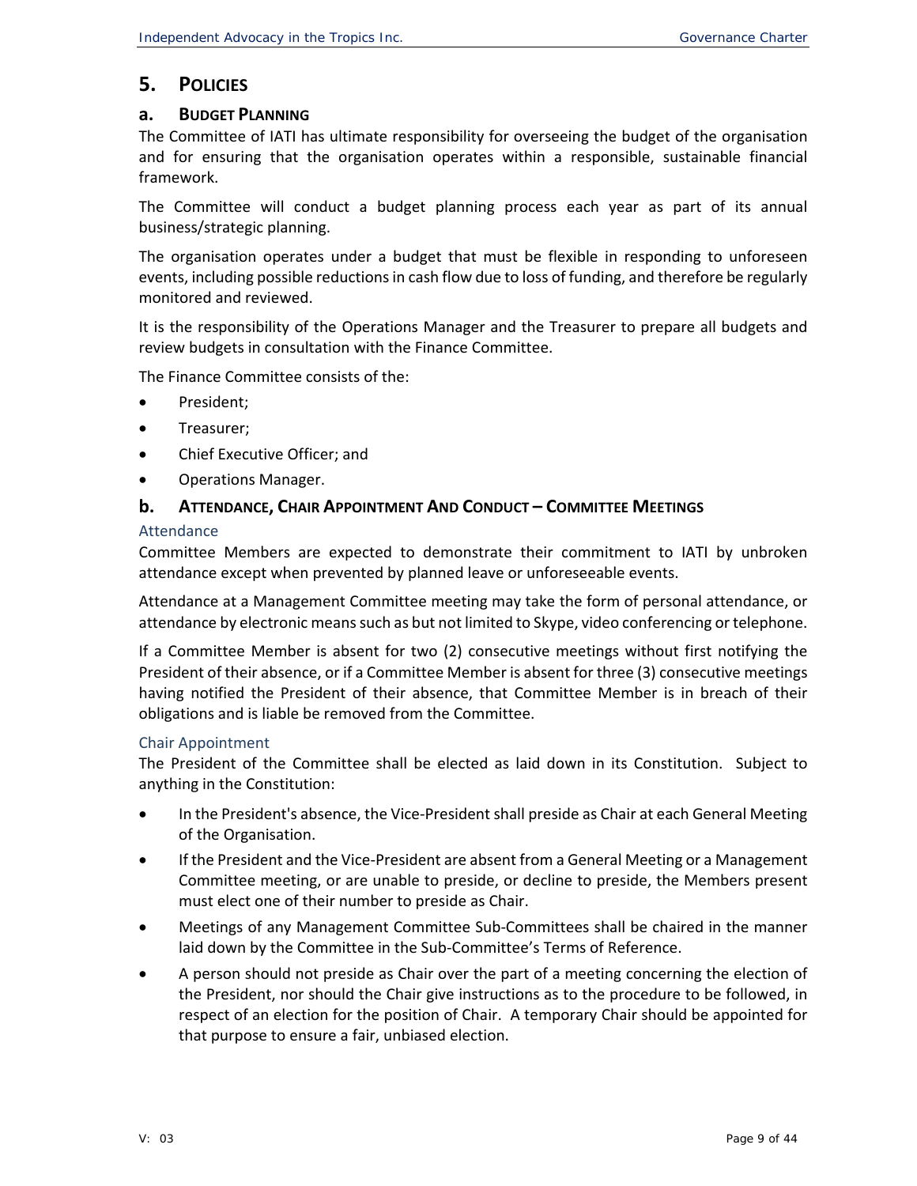# 5. Policies

## a. Budget Planning

The Committee of IATI has ultimate responsibility for overseeing the budget of the organisation and for ensuring that the organisation operates within a responsible, sustainable financial framework.

The Committee will conduct a budget planning process each year as part of its annual business/strategic planning.

The organisation operates under a budget that must be flexible in responding to unforeseen events, including possible reductions in cash flow due to loss of funding, and therefore be regularly monitored and reviewed.

It is the responsibility of the Operations Manager and the Treasurer to prepare all budgets and review budgets in consultation with the Finance Committee.

The Finance Committee consists of the:

- President;
- Treasurer;
- Chief Executive Officer; and
- Operations Manager.

## b. Attendance, Chair Appointment And Conduct – Committee Meetings

### Attendance

Committee Members are expected to demonstrate their commitment to IATI by unbroken attendance except when prevented by planned leave or unforeseeable events.

Attendance at a Management Committee meeting may take the form of personal attendance, or attendance by electronic means such as but not limited to Skype, video conferencing or telephone.

If a Committee Member is absent for two (2) consecutive meetings without first notifying the President of their absence, or if a Committee Member is absent for three (3) consecutive meetings having notified the President of their absence, that Committee Member is in breach of their obligations and is liable be removed from the Committee.

### Chair Appointment

The President of the Committee shall be elected as laid down in its Constitution. Subject to anything in the Constitution:

- In the President's absence, the Vice-President shall preside as Chair at each General Meeting of the Organisation.
- If the President and the Vice-President are absent from a General Meeting or a Management Committee meeting, or are unable to preside, or decline to preside, the Members present must elect one of their number to preside as Chair.
- Meetings of any Management Committee Sub-Committees shall be chaired in the manner laid down by the Committee in the Sub-Committee's Terms of Reference.
- A person should not preside as Chair over the part of a meeting concerning the election of the President, nor should the Chair give instructions as to the procedure to be followed, in respect of an election for the position of Chair. A temporary Chair should be appointed for that purpose to ensure a fair, unbiased election.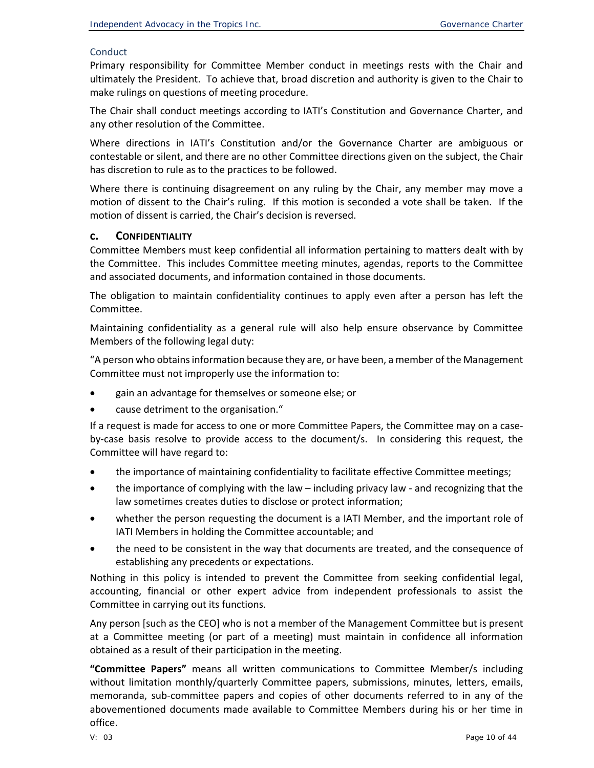### Conduct

Primary responsibility for Committee Member conduct in meetings rests with the Chair and ultimately the President. To achieve that, broad discretion and authority is given to the Chair to make rulings on questions of meeting procedure.

The Chair shall conduct meetings according to IATI's Constitution and Governance Charter, and any other resolution of the Committee.

Where directions in IATI's Constitution and/or the Governance Charter are ambiguous or contestable or silent, and there are no other Committee directions given on the subject, the Chair has discretion to rule as to the practices to be followed.

Where there is continuing disagreement on any ruling by the Chair, any member may move a motion of dissent to the Chair's ruling. If this motion is seconded a vote shall be taken. If the motion of dissent is carried, the Chair's decision is reversed.

## c. CONFIDENTIALITY

Committee Members must keep confidential all information pertaining to matters dealt with by the Committee. This includes Committee meeting minutes, agendas, reports to the Committee and associated documents, and information contained in those documents.

The obligation to maintain confidentiality continues to apply even after a person has left the Committee.

Maintaining confidentiality as a general rule will also help ensure observance by Committee Members of the following legal duty:

"A person who obtains information because they are, or have been, a member of the Management Committee must not improperly use the information to:

- gain an advantage for themselves or someone else; or
- cause detriment to the organisation."

If a request is made for access to one or more Committee Papers, the Committee may on a case-by-case basis resolve to provide access to the document/s. In considering this request, the Committee will have regard to:

- the importance of maintaining confidentiality to facilitate effective Committee meetings;
- the importance of complying with the law – including privacy law - and recognizing that the law sometimes creates duties to disclose or protect information;
- whether the person requesting the document is a IATI Member, and the important role of IATI Members in holding the Committee accountable; and
- the need to be consistent in the way that documents are treated, and the consequence of establishing any precedents or expectations.

Nothing in this policy is intended to prevent the Committee from seeking confidential legal, accounting, financial or other expert advice from independent professionals to assist the Committee in carrying out its functions.

Any person [such as the CEO] who is not a member of the Management Committee but is present at a Committee meeting (or part of a meeting) must maintain in confidence all information obtained as a result of their participation in the meeting.

**"Committee Papers"** means all written communications to Committee Member/s including without limitation monthly/quarterly Committee papers, submissions, minutes, letters, emails, memoranda, sub-committee papers and copies of other documents referred to in any of the abovementioned documents made available to Committee Members during his or her time in office.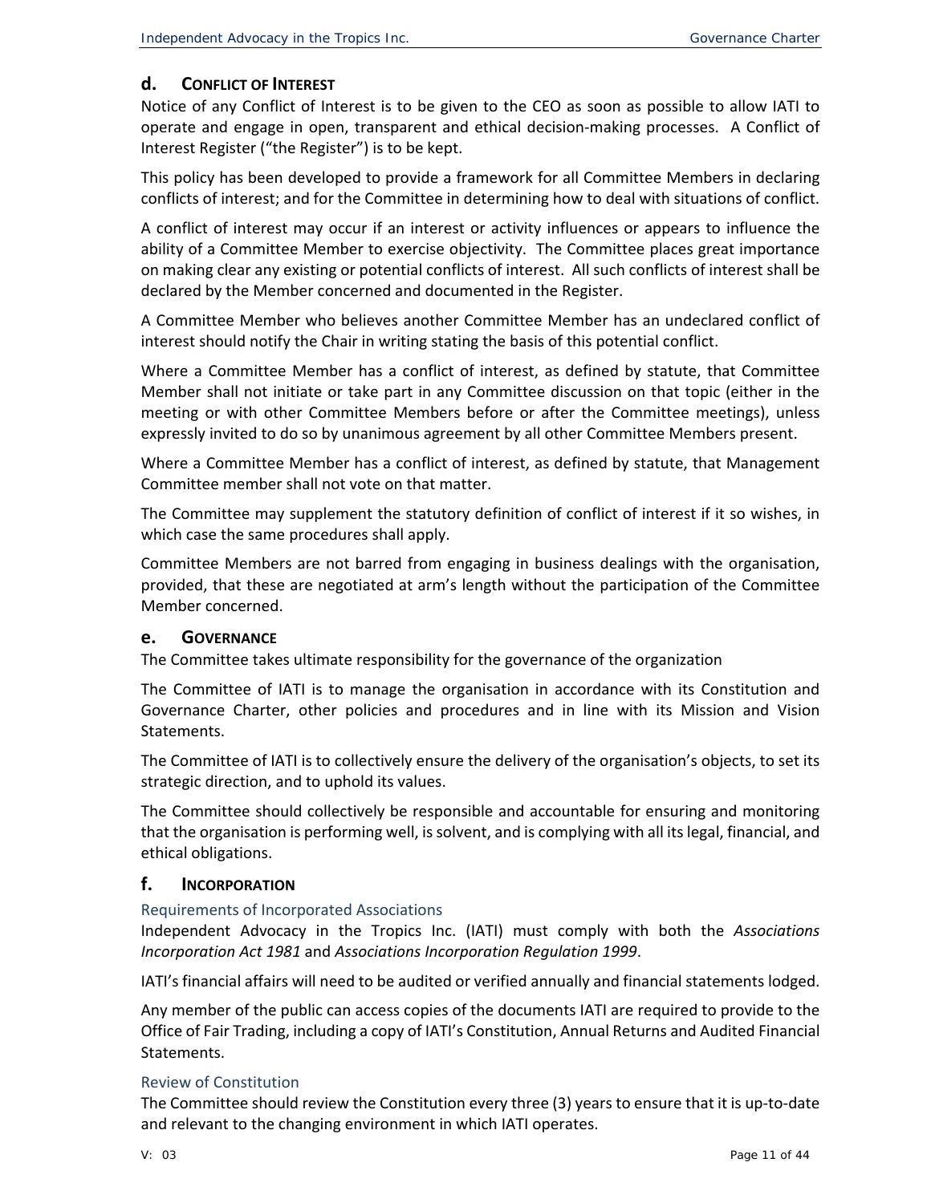## d. Conflict of Interest

Notice of any Conflict of Interest is to be given to the CEO as soon as possible to allow IATI to operate and engage in open, transparent and ethical decision-making processes. A Conflict of Interest Register ("the Register") is to be kept.

This policy has been developed to provide a framework for all Committee Members in declaring conflicts of interest; and for the Committee in determining how to deal with situations of conflict.

A conflict of interest may occur if an interest or activity influences or appears to influence the ability of a Committee Member to exercise objectivity. The Committee places great importance on making clear any existing or potential conflicts of interest. All such conflicts of interest shall be declared by the Member concerned and documented in the Register.

A Committee Member who believes another Committee Member has an undeclared conflict of interest should notify the Chair in writing stating the basis of this potential conflict.

Where a Committee Member has a conflict of interest, as defined by statute, that Committee Member shall not initiate or take part in any Committee discussion on that topic (either in the meeting or with other Committee Members before or after the Committee meetings), unless expressly invited to do so by unanimous agreement by all other Committee Members present.

Where a Committee Member has a conflict of interest, as defined by statute, that Management Committee member shall not vote on that matter.

The Committee may supplement the statutory definition of conflict of interest if it so wishes, in which case the same procedures shall apply.

Committee Members are not barred from engaging in business dealings with the organisation, provided, that these are negotiated at arm's length without the participation of the Committee Member concerned.

## e. Governance

The Committee takes ultimate responsibility for the governance of the organization

The Committee of IATI is to manage the organisation in accordance with its Constitution and Governance Charter, other policies and procedures and in line with its Mission and Vision Statements.

The Committee of IATI is to collectively ensure the delivery of the organisation's objects, to set its strategic direction, and to uphold its values.

The Committee should collectively be responsible and accountable for ensuring and monitoring that the organisation is performing well, is solvent, and is complying with all its legal, financial, and ethical obligations.

## f. Incorporation

### Requirements of Incorporated Associations

Independent Advocacy in the Tropics Inc. (IATI) must comply with both the *Associations Incorporation Act 1981* and *Associations Incorporation Regulation 1999*.

IATI's financial affairs will need to be audited or verified annually and financial statements lodged.

Any member of the public can access copies of the documents IATI are required to provide to the Office of Fair Trading, including a copy of IATI's Constitution, Annual Returns and Audited Financial Statements.

### Review of Constitution

The Committee should review the Constitution every three (3) years to ensure that it is up-to-date and relevant to the changing environment in which IATI operates.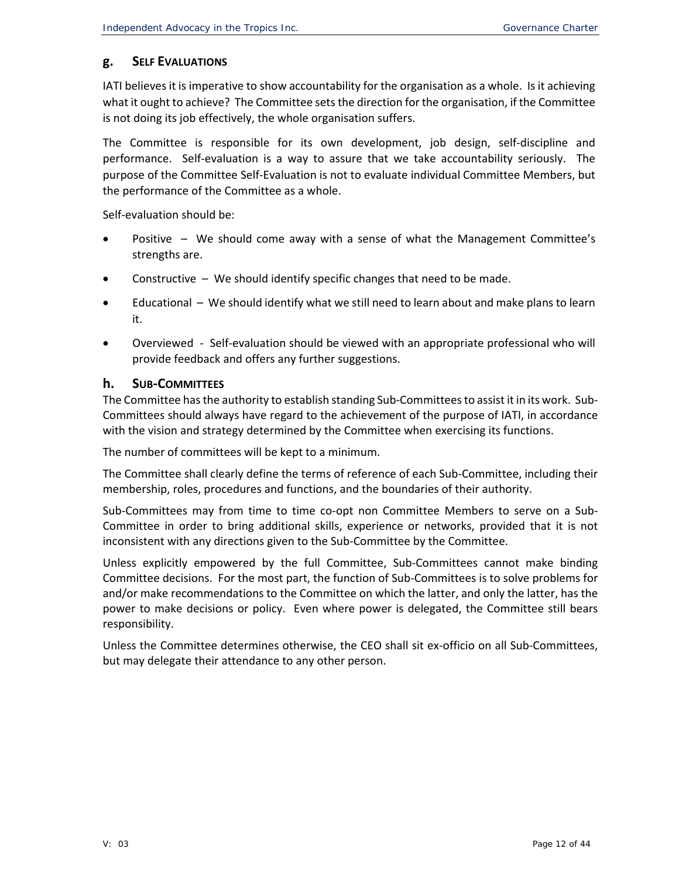## g. Self Evaluations

IATI believes it is imperative to show accountability for the organisation as a whole. Is it achieving what it ought to achieve? The Committee sets the direction for the organisation, if the Committee is not doing its job effectively, the whole organisation suffers.

The Committee is responsible for its own development, job design, self-discipline and performance. Self-evaluation is a way to assure that we take accountability seriously. The purpose of the Committee Self-Evaluation is not to evaluate individual Committee Members, but the performance of the Committee as a whole.

Self-evaluation should be:

- Positive – We should come away with a sense of what the Management Committee's strengths are.
- Constructive – We should identify specific changes that need to be made.
- Educational – We should identify what we still need to learn about and make plans to learn it.
- Overviewed - Self-evaluation should be viewed with an appropriate professional who will provide feedback and offers any further suggestions.

## h. Sub-Committees

The Committee has the authority to establish standing Sub-Committees to assist it in its work. Sub-Committees should always have regard to the achievement of the purpose of IATI, in accordance with the vision and strategy determined by the Committee when exercising its functions.

The number of committees will be kept to a minimum.

The Committee shall clearly define the terms of reference of each Sub-Committee, including their membership, roles, procedures and functions, and the boundaries of their authority.

Sub-Committees may from time to time co-opt non Committee Members to serve on a Sub-Committee in order to bring additional skills, experience or networks, provided that it is not inconsistent with any directions given to the Sub-Committee by the Committee.

Unless explicitly empowered by the full Committee, Sub-Committees cannot make binding Committee decisions. For the most part, the function of Sub-Committees is to solve problems for and/or make recommendations to the Committee on which the latter, and only the latter, has the power to make decisions or policy. Even where power is delegated, the Committee still bears responsibility.

Unless the Committee determines otherwise, the CEO shall sit ex-officio on all Sub-Committees, but may delegate their attendance to any other person.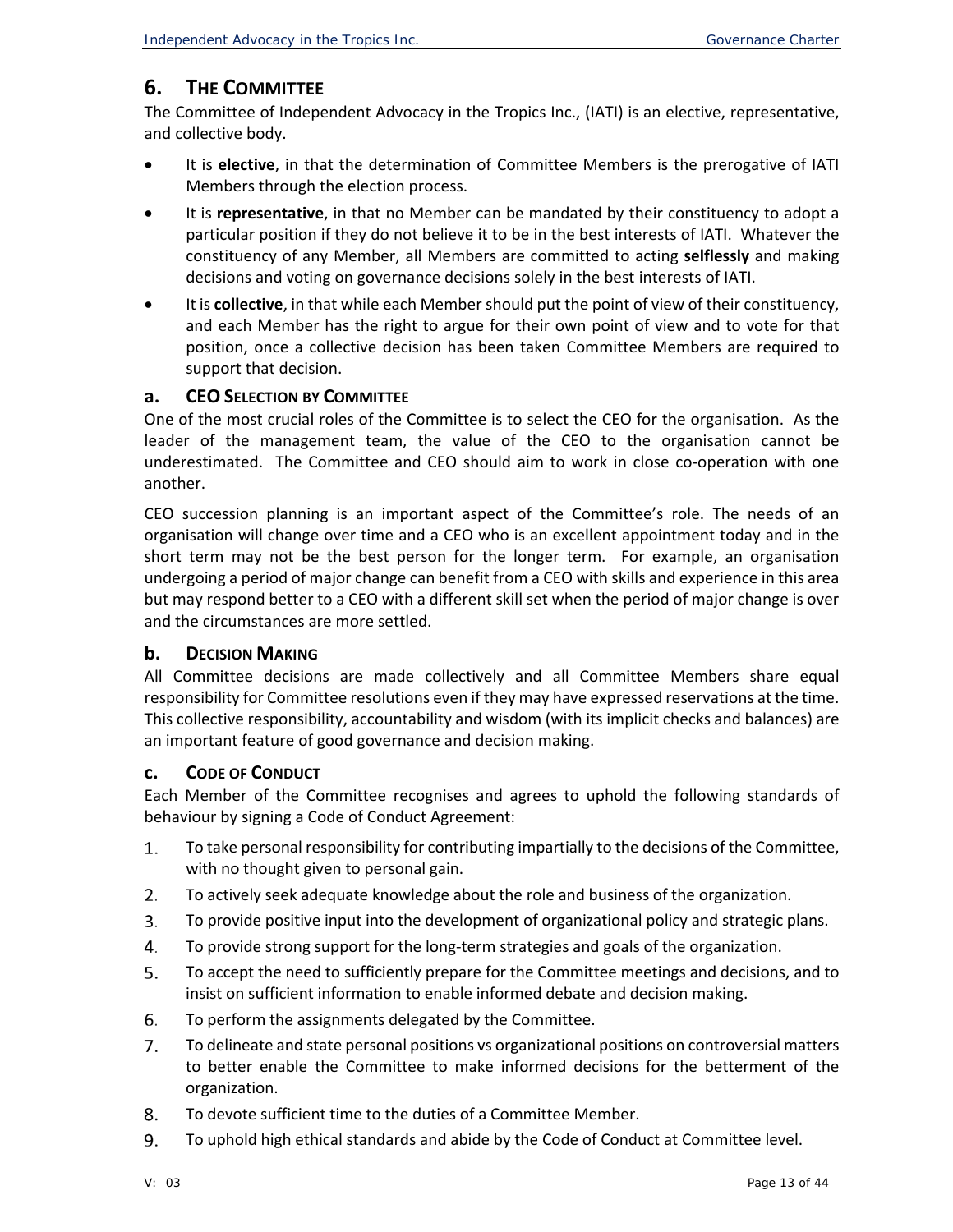## 6. THE COMMITTEE

The Committee of Independent Advocacy in the Tropics Inc., (IATI) is an elective, representative, and collective body.

- It is **elective**, in that the determination of Committee Members is the prerogative of IATI Members through the election process.
- It is **representative**, in that no Member can be mandated by their constituency to adopt a particular position if they do not believe it to be in the best interests of IATI. Whatever the constituency of any Member, all Members are committed to acting **selflessly** and making decisions and voting on governance decisions solely in the best interests of IATI.
- It is **collective**, in that while each Member should put the point of view of their constituency, and each Member has the right to argue for their own point of view and to vote for that position, once a collective decision has been taken Committee Members are required to support that decision.

### a. CEO SELECTION BY COMMITTEE

One of the most crucial roles of the Committee is to select the CEO for the organisation. As the leader of the management team, the value of the CEO to the organisation cannot be underestimated. The Committee and CEO should aim to work in close co-operation with one another.

CEO succession planning is an important aspect of the Committee's role. The needs of an organisation will change over time and a CEO who is an excellent appointment today and in the short term may not be the best person for the longer term. For example, an organisation undergoing a period of major change can benefit from a CEO with skills and experience in this area but may respond better to a CEO with a different skill set when the period of major change is over and the circumstances are more settled.

### b. DECISION MAKING

All Committee decisions are made collectively and all Committee Members share equal responsibility for Committee resolutions even if they may have expressed reservations at the time. This collective responsibility, accountability and wisdom (with its implicit checks and balances) are an important feature of good governance and decision making.

### c. CODE OF CONDUCT

Each Member of the Committee recognises and agrees to uphold the following standards of behaviour by signing a Code of Conduct Agreement:

1. To take personal responsibility for contributing impartially to the decisions of the Committee, with no thought given to personal gain.
2. To actively seek adequate knowledge about the role and business of the organization.
3. To provide positive input into the development of organizational policy and strategic plans.
4. To provide strong support for the long-term strategies and goals of the organization.
5. To accept the need to sufficiently prepare for the Committee meetings and decisions, and to insist on sufficient information to enable informed debate and decision making.
6. To perform the assignments delegated by the Committee.
7. To delineate and state personal positions vs organizational positions on controversial matters to better enable the Committee to make informed decisions for the betterment of the organization.
8. To devote sufficient time to the duties of a Committee Member.
9. To uphold high ethical standards and abide by the Code of Conduct at Committee level.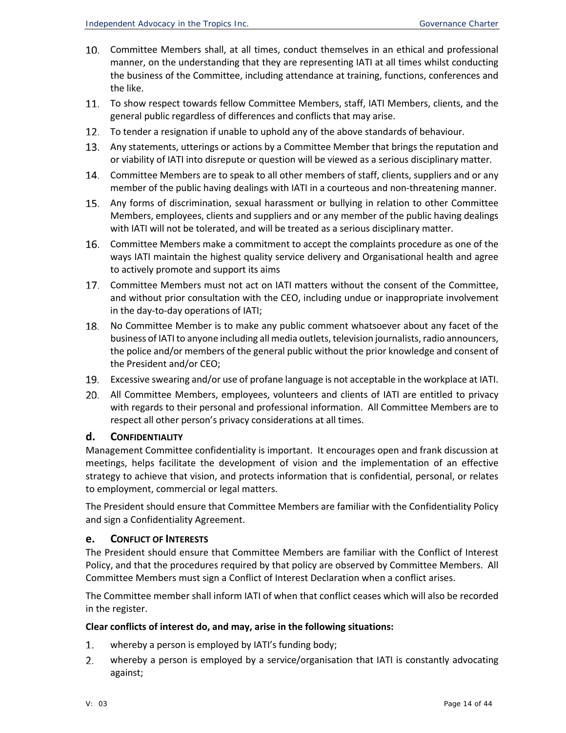10. Committee Members shall, at all times, conduct themselves in an ethical and professional manner, on the understanding that they are representing IATI at all times whilst conducting the business of the Committee, including attendance at training, functions, conferences and the like.
11. To show respect towards fellow Committee Members, staff, IATI Members, clients, and the general public regardless of differences and conflicts that may arise.
12. To tender a resignation if unable to uphold any of the above standards of behaviour.
13. Any statements, utterings or actions by a Committee Member that brings the reputation and or viability of IATI into disrepute or question will be viewed as a serious disciplinary matter.
14. Committee Members are to speak to all other members of staff, clients, suppliers and or any member of the public having dealings with IATI in a courteous and non-threatening manner.
15. Any forms of discrimination, sexual harassment or bullying in relation to other Committee Members, employees, clients and suppliers and or any member of the public having dealings with IATI will not be tolerated, and will be treated as a serious disciplinary matter.
16. Committee Members make a commitment to accept the complaints procedure as one of the ways IATI maintain the highest quality service delivery and Organisational health and agree to actively promote and support its aims
17. Committee Members must not act on IATI matters without the consent of the Committee, and without prior consultation with the CEO, including undue or inappropriate involvement in the day-to-day operations of IATI;
18. No Committee Member is to make any public comment whatsoever about any facet of the business of IATI to anyone including all media outlets, television journalists, radio announcers, the police and/or members of the general public without the prior knowledge and consent of the President and/or CEO;
19. Excessive swearing and/or use of profane language is not acceptable in the workplace at IATI.
20. All Committee Members, employees, volunteers and clients of IATI are entitled to privacy with regards to their personal and professional information. All Committee Members are to respect all other person's privacy considerations at all times.

### d. Confidentiality

Management Committee confidentiality is important. It encourages open and frank discussion at meetings, helps facilitate the development of vision and the implementation of an effective strategy to achieve that vision, and protects information that is confidential, personal, or relates to employment, commercial or legal matters.

The President should ensure that Committee Members are familiar with the Confidentiality Policy and sign a Confidentiality Agreement.

### e. Conflict of Interests

The President should ensure that Committee Members are familiar with the Conflict of Interest Policy, and that the procedures required by that policy are observed by Committee Members. All Committee Members must sign a Conflict of Interest Declaration when a conflict arises.

The Committee member shall inform IATI of when that conflict ceases which will also be recorded in the register.

**Clear conflicts of interest do, and may, arise in the following situations:**

1. whereby a person is employed by IATI's funding body;
2. whereby a person is employed by a service/organisation that IATI is constantly advocating against;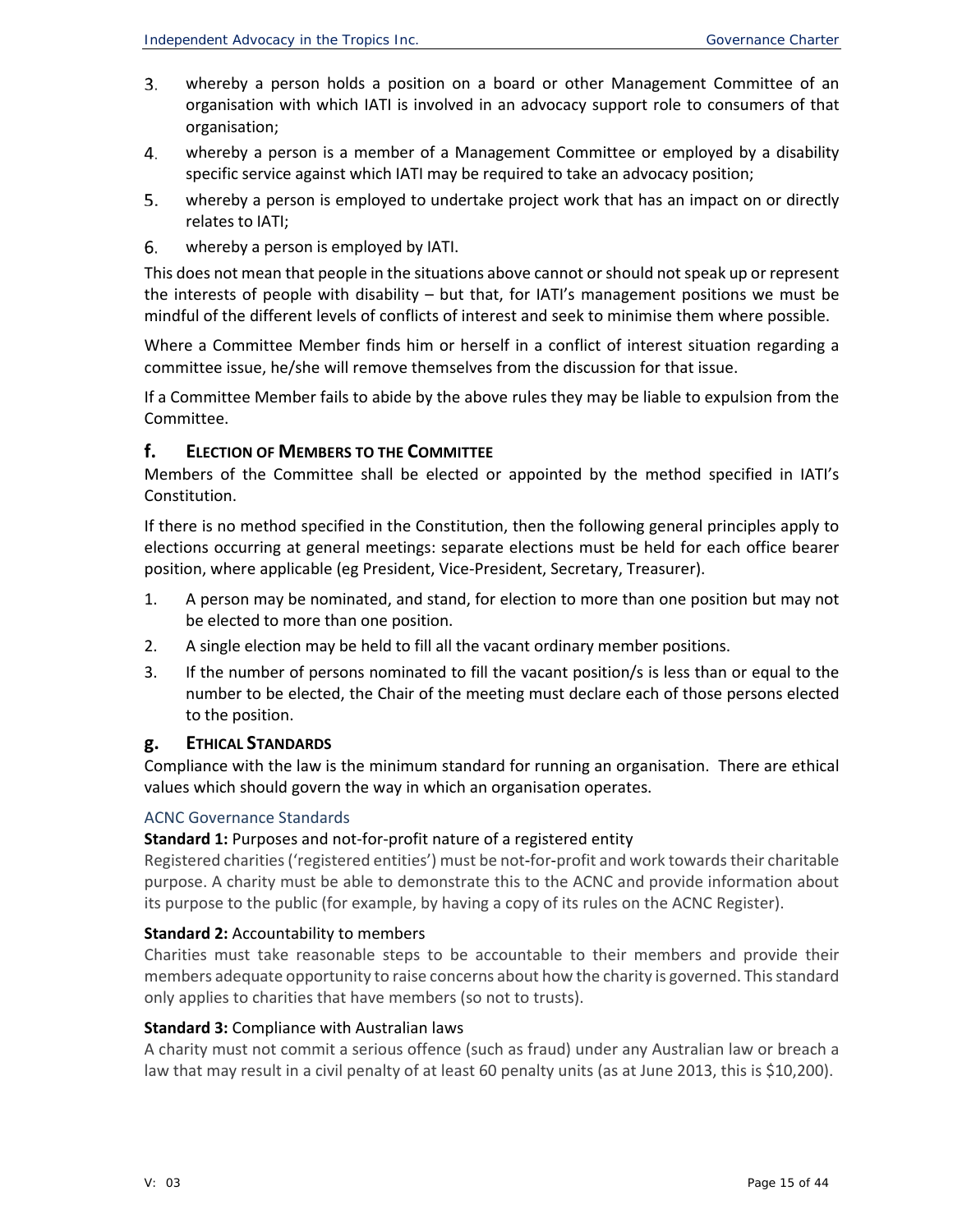3. whereby a person holds a position on a board or other Management Committee of an organisation with which IATI is involved in an advocacy support role to consumers of that organisation;
4. whereby a person is a member of a Management Committee or employed by a disability specific service against which IATI may be required to take an advocacy position;
5. whereby a person is employed to undertake project work that has an impact on or directly relates to IATI;
6. whereby a person is employed by IATI.

This does not mean that people in the situations above cannot or should not speak up or represent the interests of people with disability – but that, for IATI's management positions we must be mindful of the different levels of conflicts of interest and seek to minimise them where possible.

Where a Committee Member finds him or herself in a conflict of interest situation regarding a committee issue, he/she will remove themselves from the discussion for that issue.

If a Committee Member fails to abide by the above rules they may be liable to expulsion from the Committee.

## f. Election of Members to the Committee

Members of the Committee shall be elected or appointed by the method specified in IATI's Constitution.

If there is no method specified in the Constitution, then the following general principles apply to elections occurring at general meetings: separate elections must be held for each office bearer position, where applicable (eg President, Vice-President, Secretary, Treasurer).

1. A person may be nominated, and stand, for election to more than one position but may not be elected to more than one position.
2. A single election may be held to fill all the vacant ordinary member positions.
3. If the number of persons nominated to fill the vacant position/s is less than or equal to the number to be elected, the Chair of the meeting must declare each of those persons elected to the position.

## g. Ethical Standards

Compliance with the law is the minimum standard for running an organisation. There are ethical values which should govern the way in which an organisation operates.

### ACNC Governance Standards

**Standard 1:** Purposes and not-for-profit nature of a registered entity

Registered charities ('registered entities') must be not-for-profit and work towards their charitable purpose. A charity must be able to demonstrate this to the ACNC and provide information about its purpose to the public (for example, by having a copy of its rules on the ACNC Register).

**Standard 2:** Accountability to members

Charities must take reasonable steps to be accountable to their members and provide their members adequate opportunity to raise concerns about how the charity is governed. This standard only applies to charities that have members (so not to trusts).

**Standard 3:** Compliance with Australian laws

A charity must not commit a serious offence (such as fraud) under any Australian law or breach a law that may result in a civil penalty of at least 60 penalty units (as at June 2013, this is $10,200).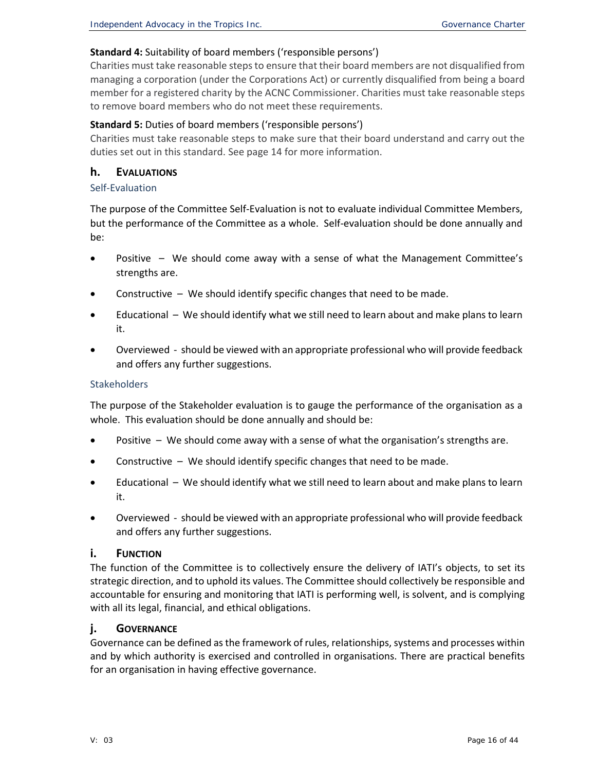**Standard 4:** Suitability of board members ('responsible persons')

Charities must take reasonable steps to ensure that their board members are not disqualified from managing a corporation (under the Corporations Act) or currently disqualified from being a board member for a registered charity by the ACNC Commissioner. Charities must take reasonable steps to remove board members who do not meet these requirements.

**Standard 5:** Duties of board members ('responsible persons')

Charities must take reasonable steps to make sure that their board understand and carry out the duties set out in this standard. See page 14 for more information.

## h. EVALUATIONS

### Self-Evaluation

The purpose of the Committee Self-Evaluation is not to evaluate individual Committee Members, but the performance of the Committee as a whole. Self-evaluation should be done annually and be:

- Positive – We should come away with a sense of what the Management Committee's strengths are.
- Constructive – We should identify specific changes that need to be made.
- Educational – We should identify what we still need to learn about and make plans to learn it.
- Overviewed - should be viewed with an appropriate professional who will provide feedback and offers any further suggestions.

### Stakeholders

The purpose of the Stakeholder evaluation is to gauge the performance of the organisation as a whole. This evaluation should be done annually and should be:

- Positive – We should come away with a sense of what the organisation's strengths are.
- Constructive – We should identify specific changes that need to be made.
- Educational – We should identify what we still need to learn about and make plans to learn it.
- Overviewed - should be viewed with an appropriate professional who will provide feedback and offers any further suggestions.

## i. FUNCTION

The function of the Committee is to collectively ensure the delivery of IATI's objects, to set its strategic direction, and to uphold its values. The Committee should collectively be responsible and accountable for ensuring and monitoring that IATI is performing well, is solvent, and is complying with all its legal, financial, and ethical obligations.

## j. GOVERNANCE

Governance can be defined as the framework of rules, relationships, systems and processes within and by which authority is exercised and controlled in organisations. There are practical benefits for an organisation in having effective governance.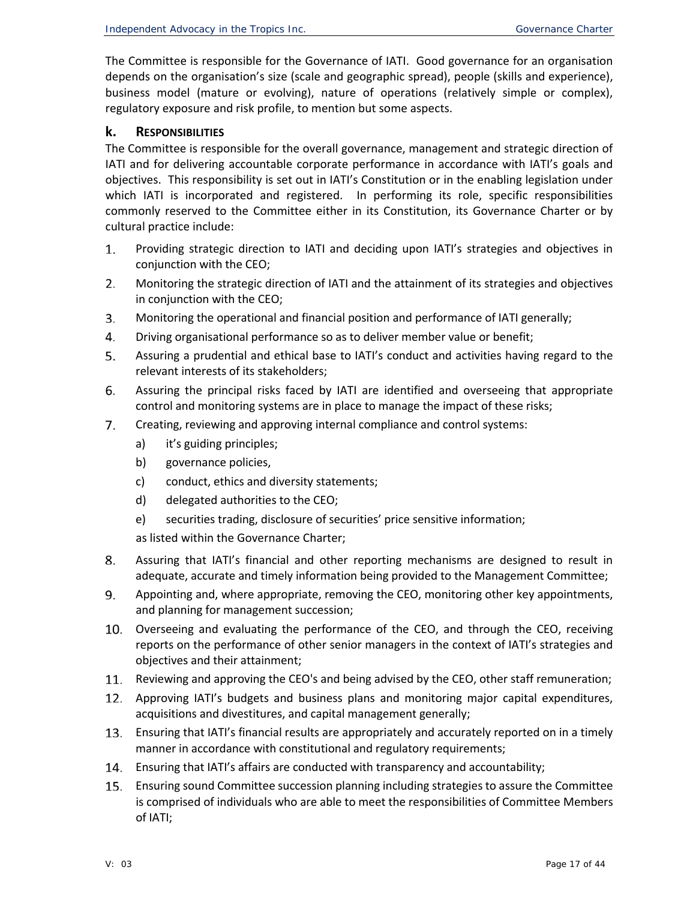The Committee is responsible for the Governance of IATI. Good governance for an organisation depends on the organisation's size (scale and geographic spread), people (skills and experience), business model (mature or evolving), nature of operations (relatively simple or complex), regulatory exposure and risk profile, to mention but some aspects.

### k. RESPONSIBILITIES

The Committee is responsible for the overall governance, management and strategic direction of IATI and for delivering accountable corporate performance in accordance with IATI's goals and objectives. This responsibility is set out in IATI's Constitution or in the enabling legislation under which IATI is incorporated and registered. In performing its role, specific responsibilities commonly reserved to the Committee either in its Constitution, its Governance Charter or by cultural practice include:

1. Providing strategic direction to IATI and deciding upon IATI's strategies and objectives in conjunction with the CEO;
2. Monitoring the strategic direction of IATI and the attainment of its strategies and objectives in conjunction with the CEO;
3. Monitoring the operational and financial position and performance of IATI generally;
4. Driving organisational performance so as to deliver member value or benefit;
5. Assuring a prudential and ethical base to IATI's conduct and activities having regard to the relevant interests of its stakeholders;
6. Assuring the principal risks faced by IATI are identified and overseeing that appropriate control and monitoring systems are in place to manage the impact of these risks;
7. Creating, reviewing and approving internal compliance and control systems:
   a) it's guiding principles;
   b) governance policies,
   c) conduct, ethics and diversity statements;
   d) delegated authorities to the CEO;
   e) securities trading, disclosure of securities' price sensitive information;

   as listed within the Governance Charter;
8. Assuring that IATI's financial and other reporting mechanisms are designed to result in adequate, accurate and timely information being provided to the Management Committee;
9. Appointing and, where appropriate, removing the CEO, monitoring other key appointments, and planning for management succession;
10. Overseeing and evaluating the performance of the CEO, and through the CEO, receiving reports on the performance of other senior managers in the context of IATI's strategies and objectives and their attainment;
11. Reviewing and approving the CEO's and being advised by the CEO, other staff remuneration;
12. Approving IATI's budgets and business plans and monitoring major capital expenditures, acquisitions and divestitures, and capital management generally;
13. Ensuring that IATI's financial results are appropriately and accurately reported on in a timely manner in accordance with constitutional and regulatory requirements;
14. Ensuring that IATI's affairs are conducted with transparency and accountability;
15. Ensuring sound Committee succession planning including strategies to assure the Committee is comprised of individuals who are able to meet the responsibilities of Committee Members of IATI;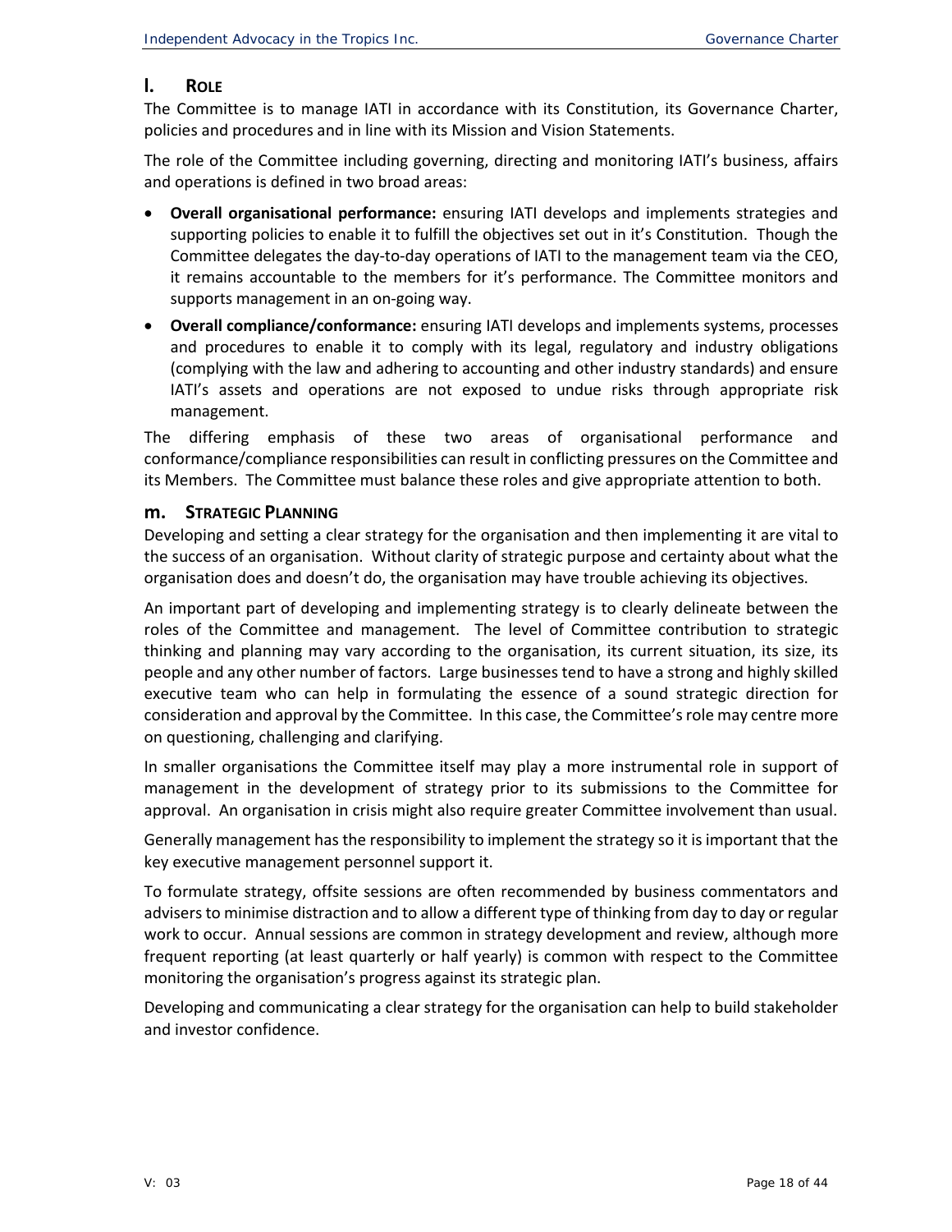## l. ROLE

The Committee is to manage IATI in accordance with its Constitution, its Governance Charter, policies and procedures and in line with its Mission and Vision Statements.

The role of the Committee including governing, directing and monitoring IATI's business, affairs and operations is defined in two broad areas:

- **Overall organisational performance:** ensuring IATI develops and implements strategies and supporting policies to enable it to fulfill the objectives set out in it's Constitution. Though the Committee delegates the day-to-day operations of IATI to the management team via the CEO, it remains accountable to the members for it's performance. The Committee monitors and supports management in an on-going way.
- **Overall compliance/conformance:** ensuring IATI develops and implements systems, processes and procedures to enable it to comply with its legal, regulatory and industry obligations (complying with the law and adhering to accounting and other industry standards) and ensure IATI's assets and operations are not exposed to undue risks through appropriate risk management.

The differing emphasis of these two areas of organisational performance and conformance/compliance responsibilities can result in conflicting pressures on the Committee and its Members. The Committee must balance these roles and give appropriate attention to both.

## m. STRATEGIC PLANNING

Developing and setting a clear strategy for the organisation and then implementing it are vital to the success of an organisation. Without clarity of strategic purpose and certainty about what the organisation does and doesn't do, the organisation may have trouble achieving its objectives.

An important part of developing and implementing strategy is to clearly delineate between the roles of the Committee and management. The level of Committee contribution to strategic thinking and planning may vary according to the organisation, its current situation, its size, its people and any other number of factors. Large businesses tend to have a strong and highly skilled executive team who can help in formulating the essence of a sound strategic direction for consideration and approval by the Committee. In this case, the Committee's role may centre more on questioning, challenging and clarifying.

In smaller organisations the Committee itself may play a more instrumental role in support of management in the development of strategy prior to its submissions to the Committee for approval. An organisation in crisis might also require greater Committee involvement than usual.

Generally management has the responsibility to implement the strategy so it is important that the key executive management personnel support it.

To formulate strategy, offsite sessions are often recommended by business commentators and advisers to minimise distraction and to allow a different type of thinking from day to day or regular work to occur. Annual sessions are common in strategy development and review, although more frequent reporting (at least quarterly or half yearly) is common with respect to the Committee monitoring the organisation's progress against its strategic plan.

Developing and communicating a clear strategy for the organisation can help to build stakeholder and investor confidence.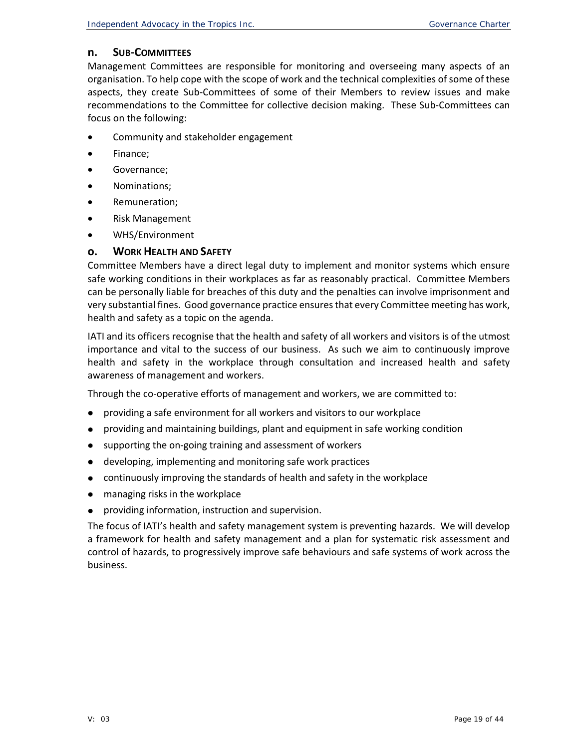## n. Sub-Committees

Management Committees are responsible for monitoring and overseeing many aspects of an organisation. To help cope with the scope of work and the technical complexities of some of these aspects, they create Sub-Committees of some of their Members to review issues and make recommendations to the Committee for collective decision making. These Sub-Committees can focus on the following:

- Community and stakeholder engagement
- Finance;
- Governance;
- Nominations;
- Remuneration;
- Risk Management
- WHS/Environment

## o. Work Health and Safety

Committee Members have a direct legal duty to implement and monitor systems which ensure safe working conditions in their workplaces as far as reasonably practical. Committee Members can be personally liable for breaches of this duty and the penalties can involve imprisonment and very substantial fines. Good governance practice ensures that every Committee meeting has work, health and safety as a topic on the agenda.

IATI and its officers recognise that the health and safety of all workers and visitors is of the utmost importance and vital to the success of our business. As such we aim to continuously improve health and safety in the workplace through consultation and increased health and safety awareness of management and workers.

Through the co-operative efforts of management and workers, we are committed to:

- providing a safe environment for all workers and visitors to our workplace
- providing and maintaining buildings, plant and equipment in safe working condition
- supporting the on-going training and assessment of workers
- developing, implementing and monitoring safe work practices
- continuously improving the standards of health and safety in the workplace
- managing risks in the workplace
- providing information, instruction and supervision.

The focus of IATI's health and safety management system is preventing hazards. We will develop a framework for health and safety management and a plan for systematic risk assessment and control of hazards, to progressively improve safe behaviours and safe systems of work across the business.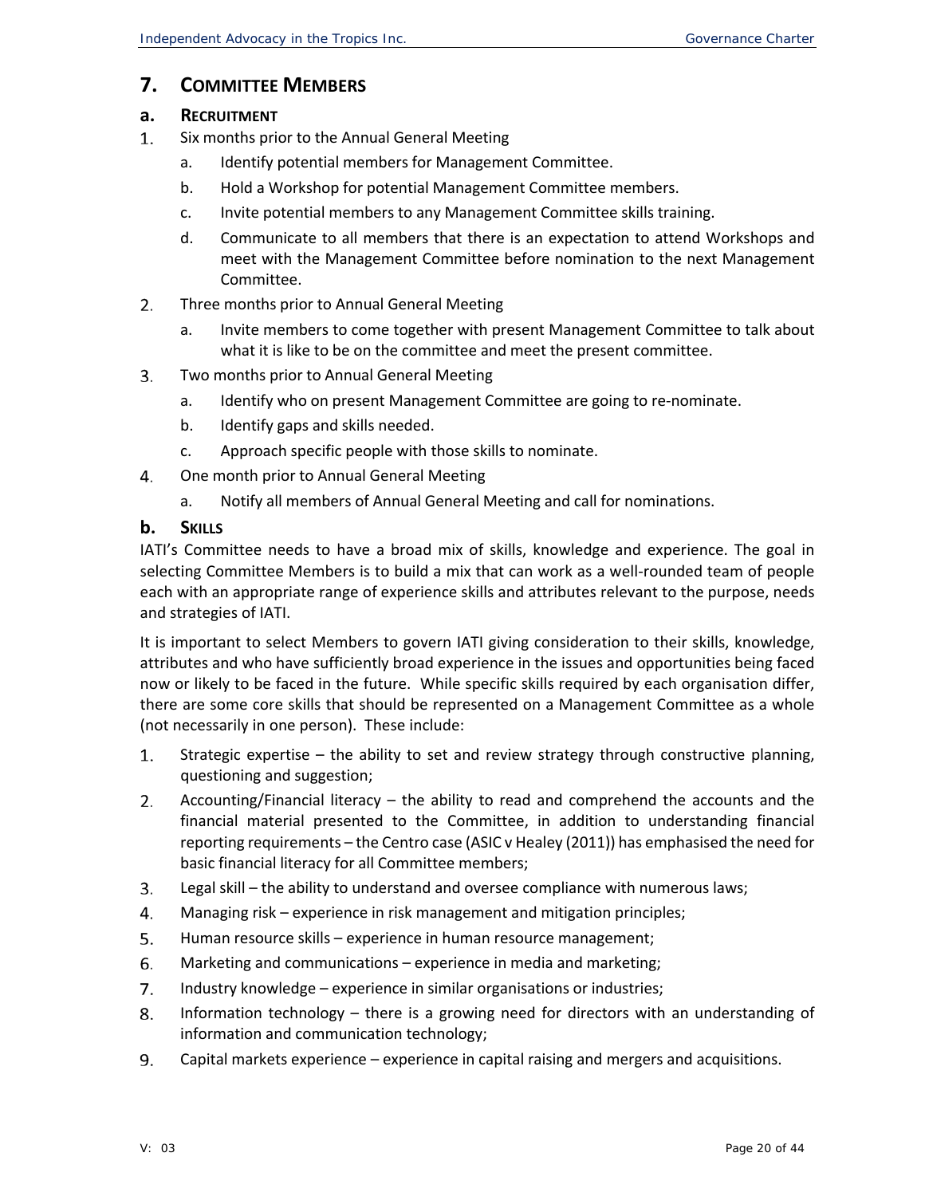## 7. COMMITTEE MEMBERS

### a. RECRUITMENT

1. Six months prior to the Annual General Meeting
    a. Identify potential members for Management Committee.
    b. Hold a Workshop for potential Management Committee members.
    c. Invite potential members to any Management Committee skills training.
    d. Communicate to all members that there is an expectation to attend Workshops and meet with the Management Committee before nomination to the next Management Committee.
2. Three months prior to Annual General Meeting
    a. Invite members to come together with present Management Committee to talk about what it is like to be on the committee and meet the present committee.
3. Two months prior to Annual General Meeting
    a. Identify who on present Management Committee are going to re-nominate.
    b. Identify gaps and skills needed.
    c. Approach specific people with those skills to nominate.
4. One month prior to Annual General Meeting
    a. Notify all members of Annual General Meeting and call for nominations.

### b. SKILLS

IATI's Committee needs to have a broad mix of skills, knowledge and experience. The goal in selecting Committee Members is to build a mix that can work as a well-rounded team of people each with an appropriate range of experience skills and attributes relevant to the purpose, needs and strategies of IATI.

It is important to select Members to govern IATI giving consideration to their skills, knowledge, attributes and who have sufficiently broad experience in the issues and opportunities being faced now or likely to be faced in the future. While specific skills required by each organisation differ, there are some core skills that should be represented on a Management Committee as a whole (not necessarily in one person). These include:

1. Strategic expertise – the ability to set and review strategy through constructive planning, questioning and suggestion;
2. Accounting/Financial literacy – the ability to read and comprehend the accounts and the financial material presented to the Committee, in addition to understanding financial reporting requirements – the Centro case (ASIC v Healey (2011)) has emphasised the need for basic financial literacy for all Committee members;
3. Legal skill – the ability to understand and oversee compliance with numerous laws;
4. Managing risk – experience in risk management and mitigation principles;
5. Human resource skills – experience in human resource management;
6. Marketing and communications – experience in media and marketing;
7. Industry knowledge – experience in similar organisations or industries;
8. Information technology – there is a growing need for directors with an understanding of information and communication technology;
9. Capital markets experience – experience in capital raising and mergers and acquisitions.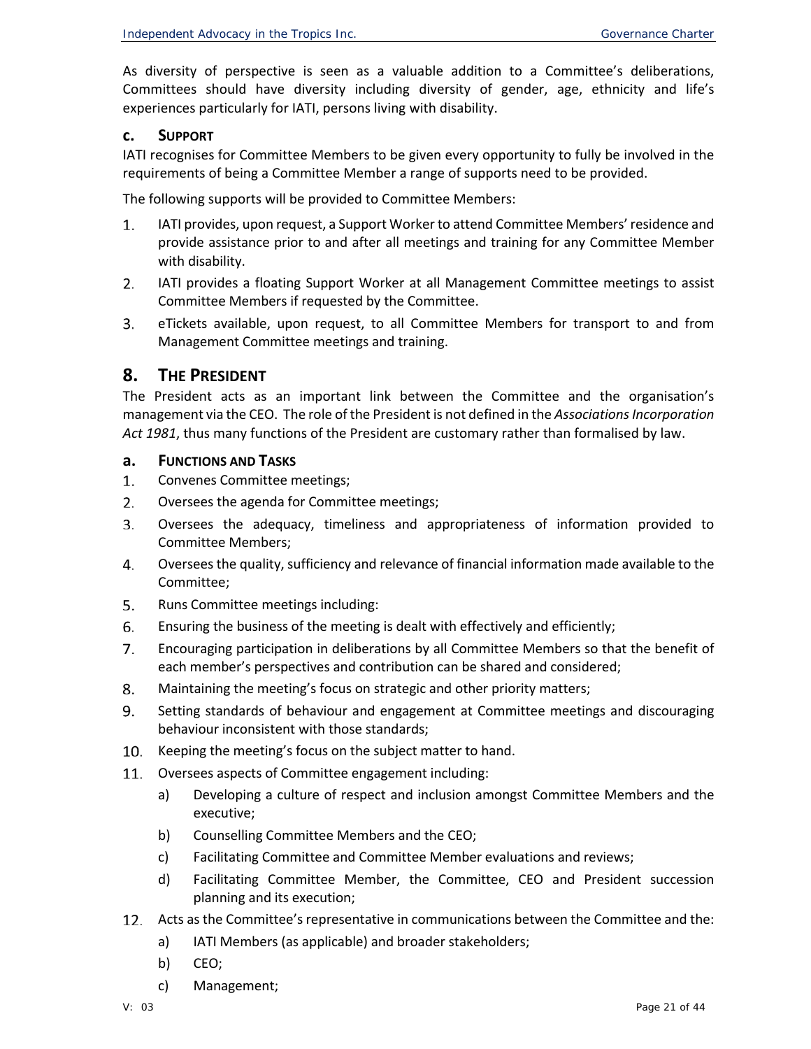As diversity of perspective is seen as a valuable addition to a Committee's deliberations, Committees should have diversity including diversity of gender, age, ethnicity and life's experiences particularly for IATI, persons living with disability.

### c. Support

IATI recognises for Committee Members to be given every opportunity to fully be involved in the requirements of being a Committee Member a range of supports need to be provided.

The following supports will be provided to Committee Members:

1. IATI provides, upon request, a Support Worker to attend Committee Members' residence and provide assistance prior to and after all meetings and training for any Committee Member with disability.
2. IATI provides a floating Support Worker at all Management Committee meetings to assist Committee Members if requested by the Committee.
3. eTickets available, upon request, to all Committee Members for transport to and from Management Committee meetings and training.

## 8. The President

The President acts as an important link between the Committee and the organisation's management via the CEO. The role of the President is not defined in the *Associations Incorporation Act 1981*, thus many functions of the President are customary rather than formalised by law.

### a. Functions and Tasks

1. Convenes Committee meetings;
2. Oversees the agenda for Committee meetings;
3. Oversees the adequacy, timeliness and appropriateness of information provided to Committee Members;
4. Oversees the quality, sufficiency and relevance of financial information made available to the Committee;
5. Runs Committee meetings including:
6. Ensuring the business of the meeting is dealt with effectively and efficiently;
7. Encouraging participation in deliberations by all Committee Members so that the benefit of each member's perspectives and contribution can be shared and considered;
8. Maintaining the meeting's focus on strategic and other priority matters;
9. Setting standards of behaviour and engagement at Committee meetings and discouraging behaviour inconsistent with those standards;
10. Keeping the meeting's focus on the subject matter to hand.
11. Oversees aspects of Committee engagement including:
    a) Developing a culture of respect and inclusion amongst Committee Members and the executive;
    b) Counselling Committee Members and the CEO;
    c) Facilitating Committee and Committee Member evaluations and reviews;
    d) Facilitating Committee Member, the Committee, CEO and President succession planning and its execution;
12. Acts as the Committee's representative in communications between the Committee and the:
    a) IATI Members (as applicable) and broader stakeholders;
    b) CEO;
    c) Management;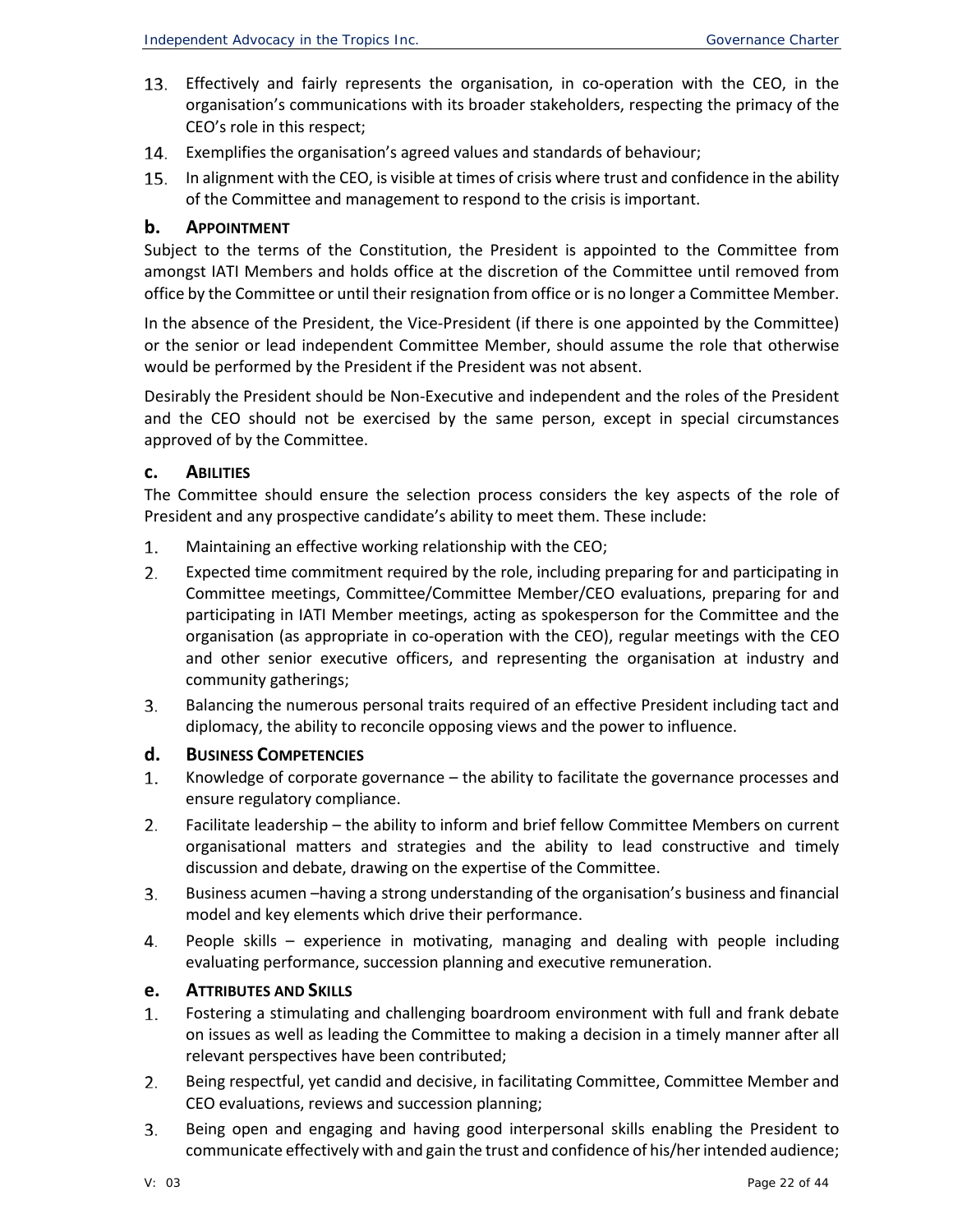13. Effectively and fairly represents the organisation, in co-operation with the CEO, in the organisation's communications with its broader stakeholders, respecting the primacy of the CEO's role in this respect;
14. Exemplifies the organisation's agreed values and standards of behaviour;
15. In alignment with the CEO, is visible at times of crisis where trust and confidence in the ability of the Committee and management to respond to the crisis is important.

### b. APPOINTMENT

Subject to the terms of the Constitution, the President is appointed to the Committee from amongst IATI Members and holds office at the discretion of the Committee until removed from office by the Committee or until their resignation from office or is no longer a Committee Member.

In the absence of the President, the Vice-President (if there is one appointed by the Committee) or the senior or lead independent Committee Member, should assume the role that otherwise would be performed by the President if the President was not absent.

Desirably the President should be Non-Executive and independent and the roles of the President and the CEO should not be exercised by the same person, except in special circumstances approved of by the Committee.

### c. ABILITIES

The Committee should ensure the selection process considers the key aspects of the role of President and any prospective candidate's ability to meet them. These include:

1. Maintaining an effective working relationship with the CEO;
2. Expected time commitment required by the role, including preparing for and participating in Committee meetings, Committee/Committee Member/CEO evaluations, preparing for and participating in IATI Member meetings, acting as spokesperson for the Committee and the organisation (as appropriate in co-operation with the CEO), regular meetings with the CEO and other senior executive officers, and representing the organisation at industry and community gatherings;
3. Balancing the numerous personal traits required of an effective President including tact and diplomacy, the ability to reconcile opposing views and the power to influence.

### d. BUSINESS COMPETENCIES

1. Knowledge of corporate governance – the ability to facilitate the governance processes and ensure regulatory compliance.
2. Facilitate leadership – the ability to inform and brief fellow Committee Members on current organisational matters and strategies and the ability to lead constructive and timely discussion and debate, drawing on the expertise of the Committee.
3. Business acumen –having a strong understanding of the organisation's business and financial model and key elements which drive their performance.
4. People skills – experience in motivating, managing and dealing with people including evaluating performance, succession planning and executive remuneration.

### e. ATTRIBUTES AND SKILLS

1. Fostering a stimulating and challenging boardroom environment with full and frank debate on issues as well as leading the Committee to making a decision in a timely manner after all relevant perspectives have been contributed;
2. Being respectful, yet candid and decisive, in facilitating Committee, Committee Member and CEO evaluations, reviews and succession planning;
3. Being open and engaging and having good interpersonal skills enabling the President to communicate effectively with and gain the trust and confidence of his/her intended audience;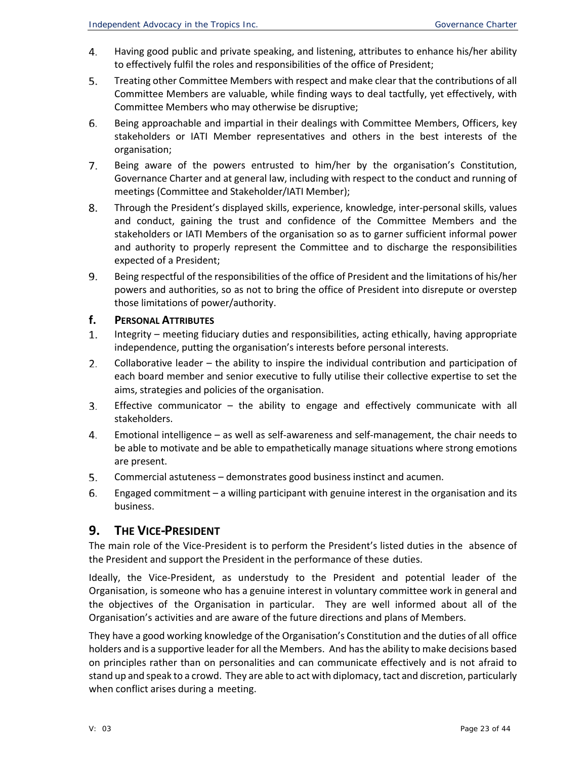4. Having good public and private speaking, and listening, attributes to enhance his/her ability to effectively fulfil the roles and responsibilities of the office of President;
5. Treating other Committee Members with respect and make clear that the contributions of all Committee Members are valuable, while finding ways to deal tactfully, yet effectively, with Committee Members who may otherwise be disruptive;
6. Being approachable and impartial in their dealings with Committee Members, Officers, key stakeholders or IATI Member representatives and others in the best interests of the organisation;
7. Being aware of the powers entrusted to him/her by the organisation's Constitution, Governance Charter and at general law, including with respect to the conduct and running of meetings (Committee and Stakeholder/IATI Member);
8. Through the President's displayed skills, experience, knowledge, inter-personal skills, values and conduct, gaining the trust and confidence of the Committee Members and the stakeholders or IATI Members of the organisation so as to garner sufficient informal power and authority to properly represent the Committee and to discharge the responsibilities expected of a President;
9. Being respectful of the responsibilities of the office of President and the limitations of his/her powers and authorities, so as not to bring the office of President into disrepute or overstep those limitations of power/authority.

### f. Personal Attributes

1. Integrity – meeting fiduciary duties and responsibilities, acting ethically, having appropriate independence, putting the organisation's interests before personal interests.
2. Collaborative leader – the ability to inspire the individual contribution and participation of each board member and senior executive to fully utilise their collective expertise to set the aims, strategies and policies of the organisation.
3. Effective communicator – the ability to engage and effectively communicate with all stakeholders.
4. Emotional intelligence – as well as self-awareness and self-management, the chair needs to be able to motivate and be able to empathetically manage situations where strong emotions are present.
5. Commercial astuteness – demonstrates good business instinct and acumen.
6. Engaged commitment – a willing participant with genuine interest in the organisation and its business.

## 9. The Vice-President

The main role of the Vice-President is to perform the President's listed duties in the absence of the President and support the President in the performance of these duties.

Ideally, the Vice-President, as understudy to the President and potential leader of the Organisation, is someone who has a genuine interest in voluntary committee work in general and the objectives of the Organisation in particular. They are well informed about all of the Organisation's activities and are aware of the future directions and plans of Members.

They have a good working knowledge of the Organisation's Constitution and the duties of all office holders and is a supportive leader for all the Members. And has the ability to make decisions based on principles rather than on personalities and can communicate effectively and is not afraid to stand up and speak to a crowd. They are able to act with diplomacy, tact and discretion, particularly when conflict arises during a meeting.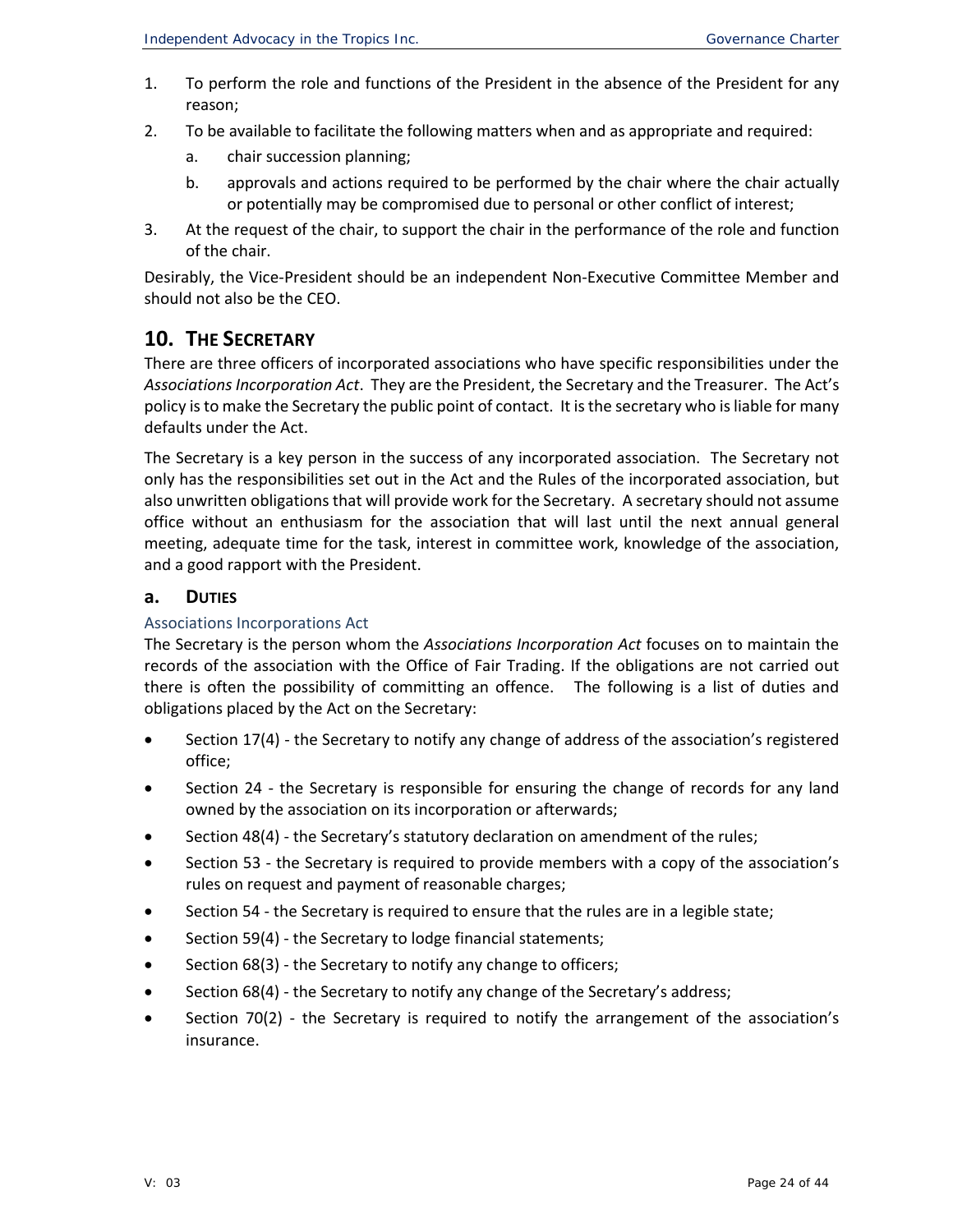1. To perform the role and functions of the President in the absence of the President for any reason;
2. To be available to facilitate the following matters when and as appropriate and required:
   a. chair succession planning;
   b. approvals and actions required to be performed by the chair where the chair actually or potentially may be compromised due to personal or other conflict of interest;
3. At the request of the chair, to support the chair in the performance of the role and function of the chair.

Desirably, the Vice-President should be an independent Non-Executive Committee Member and should not also be the CEO.

## 10. THE SECRETARY

There are three officers of incorporated associations who have specific responsibilities under the *Associations Incorporation Act*. They are the President, the Secretary and the Treasurer. The Act's policy is to make the Secretary the public point of contact. It is the secretary who is liable for many defaults under the Act.

The Secretary is a key person in the success of any incorporated association. The Secretary not only has the responsibilities set out in the Act and the Rules of the incorporated association, but also unwritten obligations that will provide work for the Secretary. A secretary should not assume office without an enthusiasm for the association that will last until the next annual general meeting, adequate time for the task, interest in committee work, knowledge of the association, and a good rapport with the President.

### a. DUTIES

#### Associations Incorporations Act

The Secretary is the person whom the *Associations Incorporation Act* focuses on to maintain the records of the association with the Office of Fair Trading. If the obligations are not carried out there is often the possibility of committing an offence. The following is a list of duties and obligations placed by the Act on the Secretary:

- Section 17(4) - the Secretary to notify any change of address of the association's registered office;
- Section 24 - the Secretary is responsible for ensuring the change of records for any land owned by the association on its incorporation or afterwards;
- Section 48(4) - the Secretary's statutory declaration on amendment of the rules;
- Section 53 - the Secretary is required to provide members with a copy of the association's rules on request and payment of reasonable charges;
- Section 54 - the Secretary is required to ensure that the rules are in a legible state;
- Section 59(4) - the Secretary to lodge financial statements;
- Section 68(3) - the Secretary to notify any change to officers;
- Section 68(4) - the Secretary to notify any change of the Secretary's address;
- Section 70(2) - the Secretary is required to notify the arrangement of the association's insurance.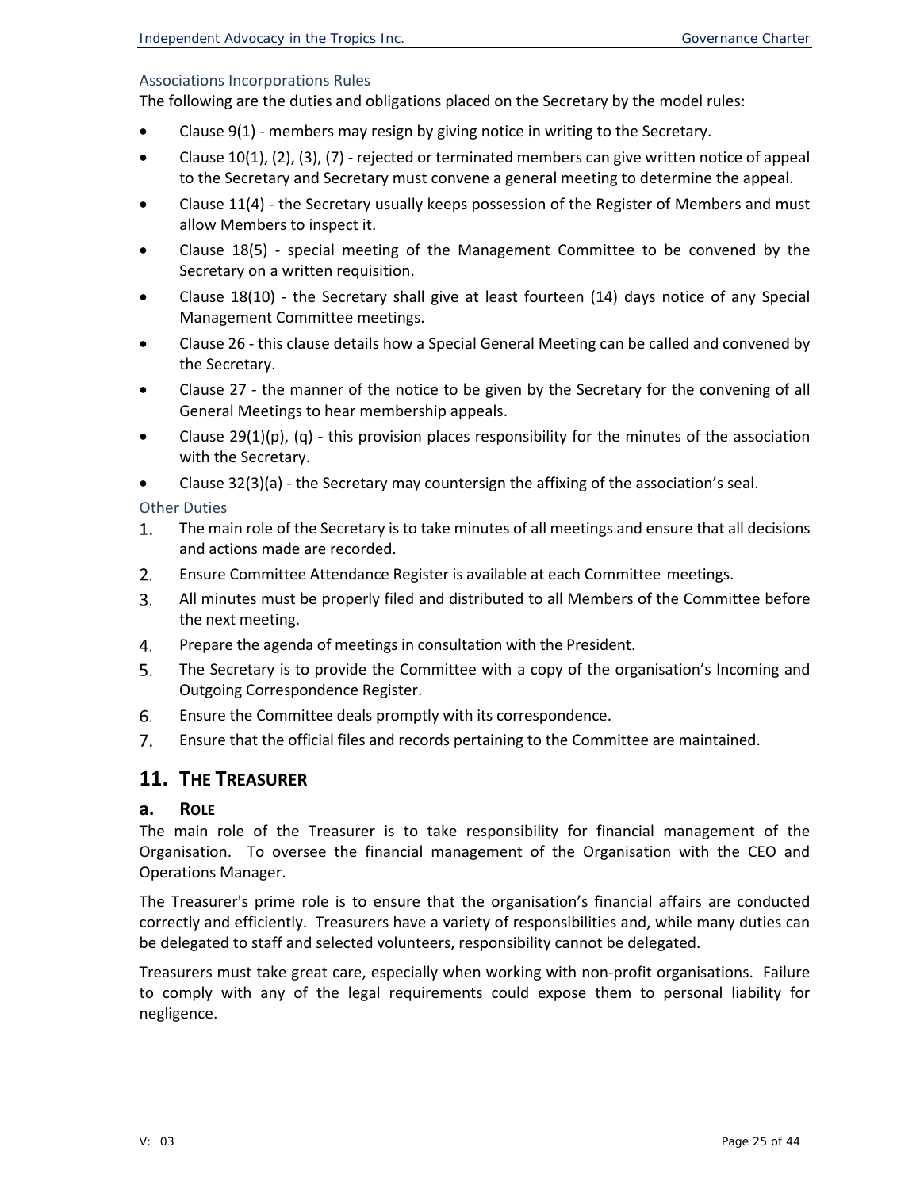### Associations Incorporations Rules

The following are the duties and obligations placed on the Secretary by the model rules:

- Clause 9(1) - members may resign by giving notice in writing to the Secretary.
- Clause 10(1), (2), (3), (7) - rejected or terminated members can give written notice of appeal to the Secretary and Secretary must convene a general meeting to determine the appeal.
- Clause 11(4) - the Secretary usually keeps possession of the Register of Members and must allow Members to inspect it.
- Clause 18(5) - special meeting of the Management Committee to be convened by the Secretary on a written requisition.
- Clause 18(10) - the Secretary shall give at least fourteen (14) days notice of any Special Management Committee meetings.
- Clause 26 - this clause details how a Special General Meeting can be called and convened by the Secretary.
- Clause 27 - the manner of the notice to be given by the Secretary for the convening of all General Meetings to hear membership appeals.
- Clause 29(1)(p), (q) - this provision places responsibility for the minutes of the association with the Secretary.
- Clause 32(3)(a) - the Secretary may countersign the affixing of the association's seal.

### Other Duties

1. The main role of the Secretary is to take minutes of all meetings and ensure that all decisions and actions made are recorded.
2. Ensure Committee Attendance Register is available at each Committee meetings.
3. All minutes must be properly filed and distributed to all Members of the Committee before the next meeting.
4. Prepare the agenda of meetings in consultation with the President.
5. The Secretary is to provide the Committee with a copy of the organisation's Incoming and Outgoing Correspondence Register.
6. Ensure the Committee deals promptly with its correspondence.
7. Ensure that the official files and records pertaining to the Committee are maintained.

## 11. The Treasurer

### a. Role

The main role of the Treasurer is to take responsibility for financial management of the Organisation. To oversee the financial management of the Organisation with the CEO and Operations Manager.

The Treasurer's prime role is to ensure that the organisation's financial affairs are conducted correctly and efficiently. Treasurers have a variety of responsibilities and, while many duties can be delegated to staff and selected volunteers, responsibility cannot be delegated.

Treasurers must take great care, especially when working with non-profit organisations. Failure to comply with any of the legal requirements could expose them to personal liability for negligence.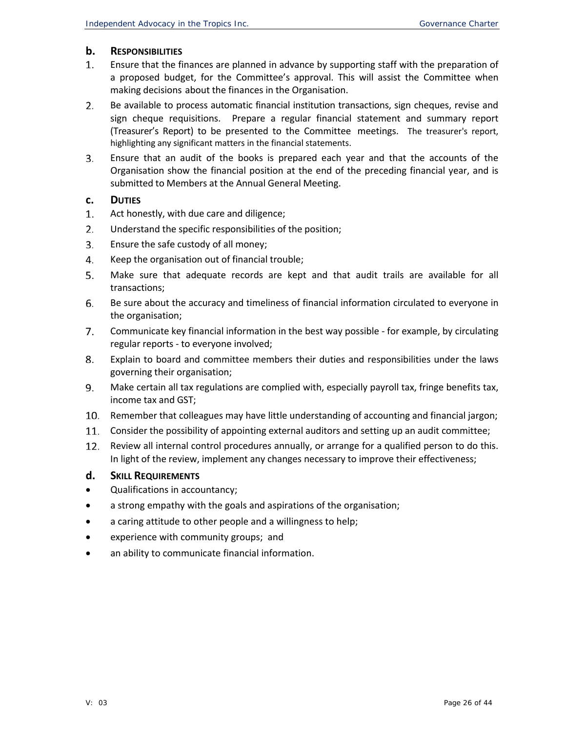### b. Responsibilities

1. Ensure that the finances are planned in advance by supporting staff with the preparation of a proposed budget, for the Committee's approval. This will assist the Committee when making decisions about the finances in the Organisation.
2. Be available to process automatic financial institution transactions, sign cheques, revise and sign cheque requisitions. Prepare a regular financial statement and summary report (Treasurer's Report) to be presented to the Committee meetings. The treasurer's report, highlighting any significant matters in the financial statements.
3. Ensure that an audit of the books is prepared each year and that the accounts of the Organisation show the financial position at the end of the preceding financial year, and is submitted to Members at the Annual General Meeting.

### c. Duties

1. Act honestly, with due care and diligence;
2. Understand the specific responsibilities of the position;
3. Ensure the safe custody of all money;
4. Keep the organisation out of financial trouble;
5. Make sure that adequate records are kept and that audit trails are available for all transactions;
6. Be sure about the accuracy and timeliness of financial information circulated to everyone in the organisation;
7. Communicate key financial information in the best way possible - for example, by circulating regular reports - to everyone involved;
8. Explain to board and committee members their duties and responsibilities under the laws governing their organisation;
9. Make certain all tax regulations are complied with, especially payroll tax, fringe benefits tax, income tax and GST;
10. Remember that colleagues may have little understanding of accounting and financial jargon;
11. Consider the possibility of appointing external auditors and setting up an audit committee;
12. Review all internal control procedures annually, or arrange for a qualified person to do this. In light of the review, implement any changes necessary to improve their effectiveness;

### d. Skill Requirements

- Qualifications in accountancy;
- a strong empathy with the goals and aspirations of the organisation;
- a caring attitude to other people and a willingness to help;
- experience with community groups; and
- an ability to communicate financial information.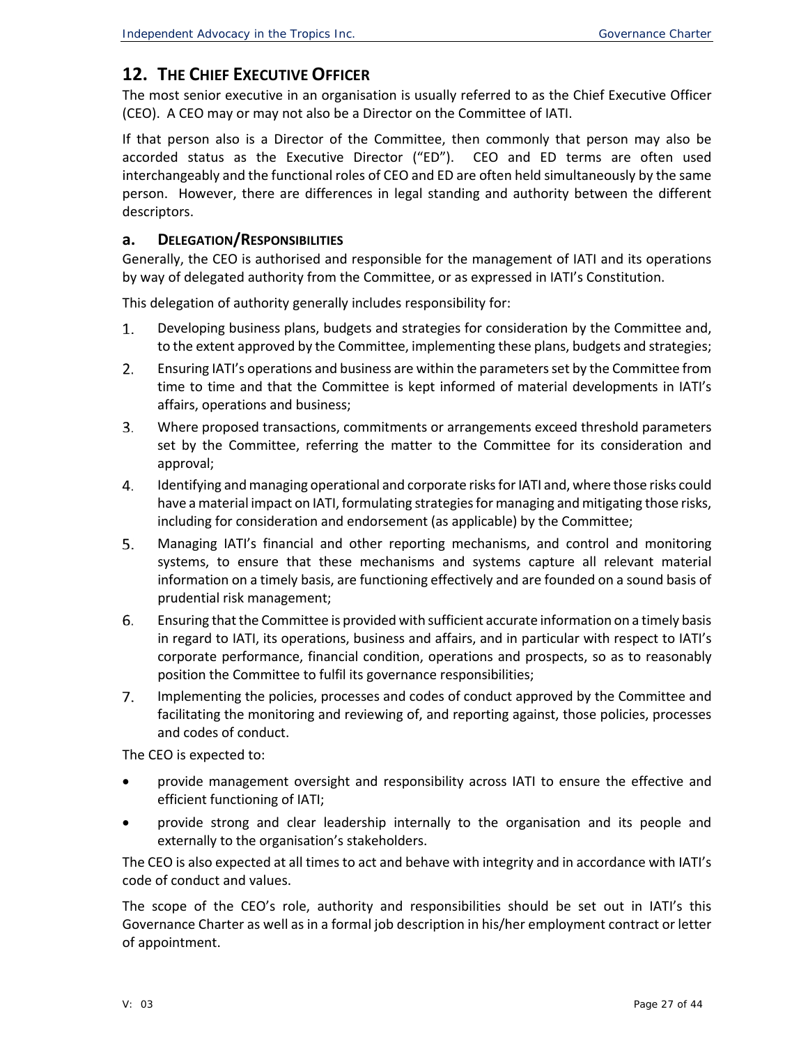## 12. THE CHIEF EXECUTIVE OFFICER

The most senior executive in an organisation is usually referred to as the Chief Executive Officer (CEO). A CEO may or may not also be a Director on the Committee of IATI.

If that person also is a Director of the Committee, then commonly that person may also be accorded status as the Executive Director ("ED"). CEO and ED terms are often used interchangeably and the functional roles of CEO and ED are often held simultaneously by the same person. However, there are differences in legal standing and authority between the different descriptors.

### a. DELEGATION/RESPONSIBILITIES

Generally, the CEO is authorised and responsible for the management of IATI and its operations by way of delegated authority from the Committee, or as expressed in IATI's Constitution.

This delegation of authority generally includes responsibility for:

1. Developing business plans, budgets and strategies for consideration by the Committee and, to the extent approved by the Committee, implementing these plans, budgets and strategies;
2. Ensuring IATI's operations and business are within the parameters set by the Committee from time to time and that the Committee is kept informed of material developments in IATI's affairs, operations and business;
3. Where proposed transactions, commitments or arrangements exceed threshold parameters set by the Committee, referring the matter to the Committee for its consideration and approval;
4. Identifying and managing operational and corporate risks for IATI and, where those risks could have a material impact on IATI, formulating strategies for managing and mitigating those risks, including for consideration and endorsement (as applicable) by the Committee;
5. Managing IATI's financial and other reporting mechanisms, and control and monitoring systems, to ensure that these mechanisms and systems capture all relevant material information on a timely basis, are functioning effectively and are founded on a sound basis of prudential risk management;
6. Ensuring that the Committee is provided with sufficient accurate information on a timely basis in regard to IATI, its operations, business and affairs, and in particular with respect to IATI's corporate performance, financial condition, operations and prospects, so as to reasonably position the Committee to fulfil its governance responsibilities;
7. Implementing the policies, processes and codes of conduct approved by the Committee and facilitating the monitoring and reviewing of, and reporting against, those policies, processes and codes of conduct.

The CEO is expected to:

- provide management oversight and responsibility across IATI to ensure the effective and efficient functioning of IATI;
- provide strong and clear leadership internally to the organisation and its people and externally to the organisation's stakeholders.

The CEO is also expected at all times to act and behave with integrity and in accordance with IATI's code of conduct and values.

The scope of the CEO's role, authority and responsibilities should be set out in IATI's this Governance Charter as well as in a formal job description in his/her employment contract or letter of appointment.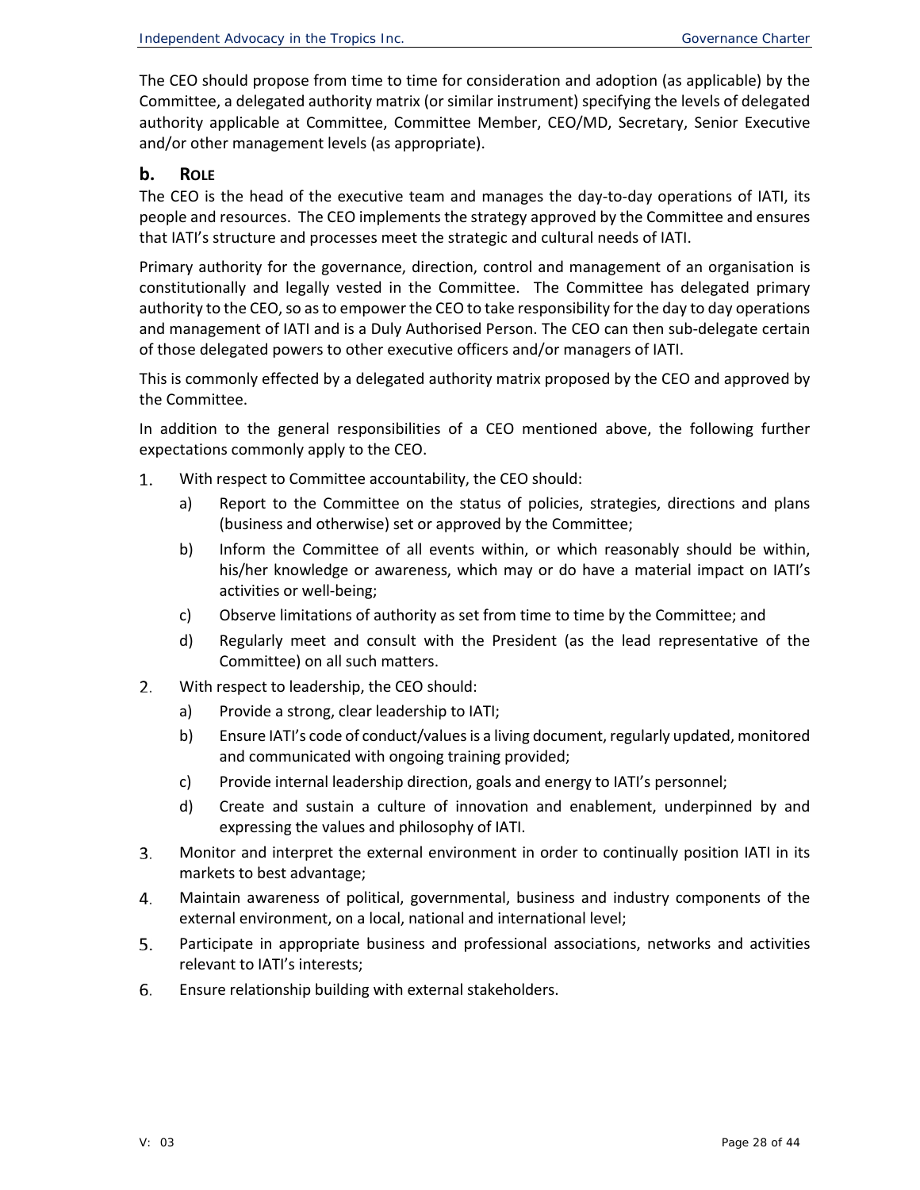The CEO should propose from time to time for consideration and adoption (as applicable) by the Committee, a delegated authority matrix (or similar instrument) specifying the levels of delegated authority applicable at Committee, Committee Member, CEO/MD, Secretary, Senior Executive and/or other management levels (as appropriate).

## b. Role

The CEO is the head of the executive team and manages the day-to-day operations of IATI, its people and resources. The CEO implements the strategy approved by the Committee and ensures that IATI's structure and processes meet the strategic and cultural needs of IATI.

Primary authority for the governance, direction, control and management of an organisation is constitutionally and legally vested in the Committee. The Committee has delegated primary authority to the CEO, so as to empower the CEO to take responsibility for the day to day operations and management of IATI and is a Duly Authorised Person. The CEO can then sub-delegate certain of those delegated powers to other executive officers and/or managers of IATI.

This is commonly effected by a delegated authority matrix proposed by the CEO and approved by the Committee.

In addition to the general responsibilities of a CEO mentioned above, the following further expectations commonly apply to the CEO.

1. With respect to Committee accountability, the CEO should:
   a) Report to the Committee on the status of policies, strategies, directions and plans (business and otherwise) set or approved by the Committee;
   b) Inform the Committee of all events within, or which reasonably should be within, his/her knowledge or awareness, which may or do have a material impact on IATI's activities or well-being;
   c) Observe limitations of authority as set from time to time by the Committee; and
   d) Regularly meet and consult with the President (as the lead representative of the Committee) on all such matters.
2. With respect to leadership, the CEO should:
   a) Provide a strong, clear leadership to IATI;
   b) Ensure IATI's code of conduct/values is a living document, regularly updated, monitored and communicated with ongoing training provided;
   c) Provide internal leadership direction, goals and energy to IATI's personnel;
   d) Create and sustain a culture of innovation and enablement, underpinned by and expressing the values and philosophy of IATI.
3. Monitor and interpret the external environment in order to continually position IATI in its markets to best advantage;
4. Maintain awareness of political, governmental, business and industry components of the external environment, on a local, national and international level;
5. Participate in appropriate business and professional associations, networks and activities relevant to IATI's interests;
6. Ensure relationship building with external stakeholders.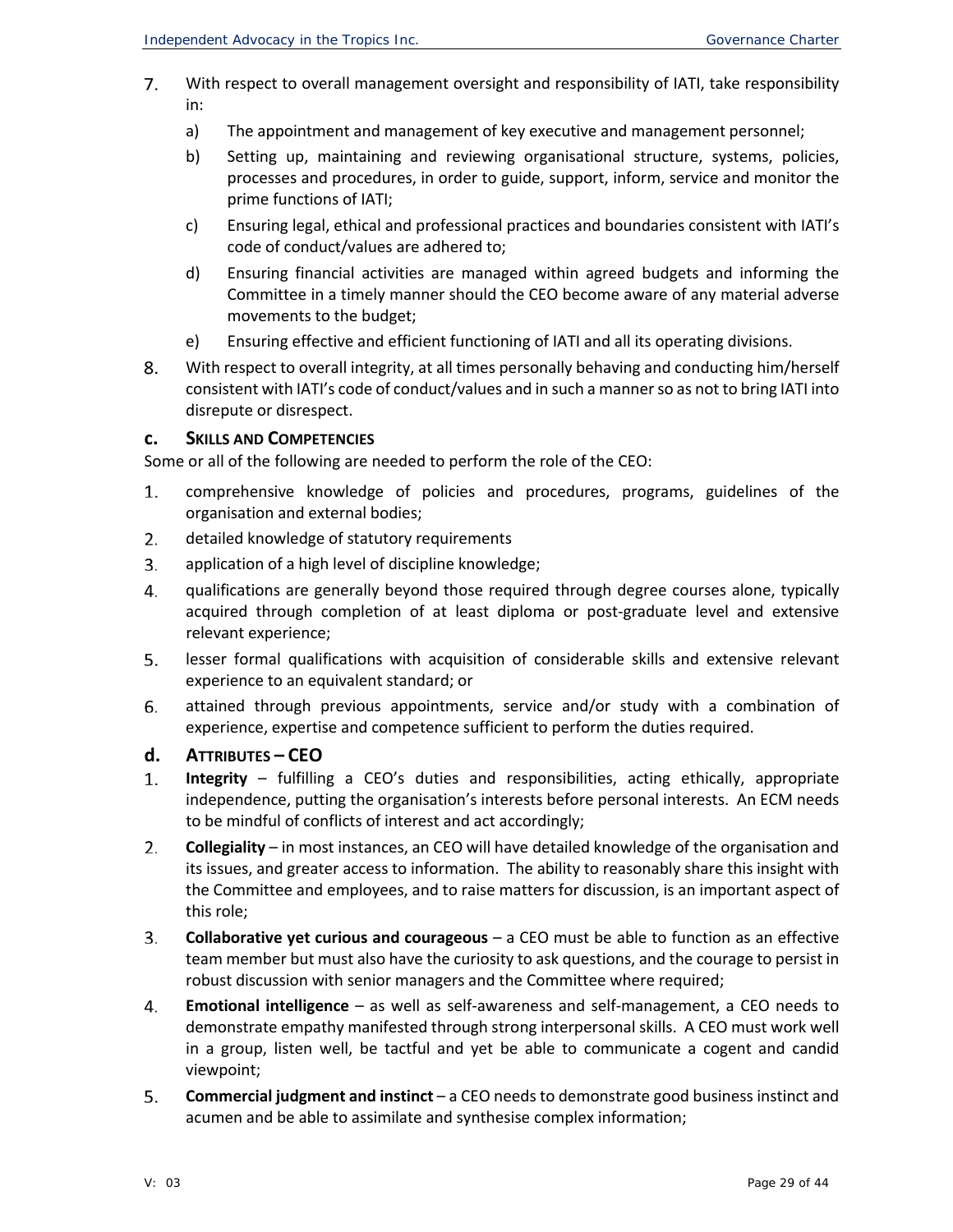7. With respect to overall management oversight and responsibility of IATI, take responsibility in:
   a) The appointment and management of key executive and management personnel;
   b) Setting up, maintaining and reviewing organisational structure, systems, policies, processes and procedures, in order to guide, support, inform, service and monitor the prime functions of IATI;
   c) Ensuring legal, ethical and professional practices and boundaries consistent with IATI's code of conduct/values are adhered to;
   d) Ensuring financial activities are managed within agreed budgets and informing the Committee in a timely manner should the CEO become aware of any material adverse movements to the budget;
   e) Ensuring effective and efficient functioning of IATI and all its operating divisions.
8. With respect to overall integrity, at all times personally behaving and conducting him/herself consistent with IATI's code of conduct/values and in such a manner so as not to bring IATI into disrepute or disrespect.

### c. SKILLS AND COMPETENCIES

Some or all of the following are needed to perform the role of the CEO:

1. comprehensive knowledge of policies and procedures, programs, guidelines of the organisation and external bodies;
2. detailed knowledge of statutory requirements
3. application of a high level of discipline knowledge;
4. qualifications are generally beyond those required through degree courses alone, typically acquired through completion of at least diploma or post-graduate level and extensive relevant experience;
5. lesser formal qualifications with acquisition of considerable skills and extensive relevant experience to an equivalent standard; or
6. attained through previous appointments, service and/or study with a combination of experience, expertise and competence sufficient to perform the duties required.

### d. ATTRIBUTES – CEO

1. **Integrity** – fulfilling a CEO's duties and responsibilities, acting ethically, appropriate independence, putting the organisation's interests before personal interests. An ECM needs to be mindful of conflicts of interest and act accordingly;
2. **Collegiality** – in most instances, an CEO will have detailed knowledge of the organisation and its issues, and greater access to information. The ability to reasonably share this insight with the Committee and employees, and to raise matters for discussion, is an important aspect of this role;
3. **Collaborative yet curious and courageous** – a CEO must be able to function as an effective team member but must also have the curiosity to ask questions, and the courage to persist in robust discussion with senior managers and the Committee where required;
4. **Emotional intelligence** – as well as self-awareness and self-management, a CEO needs to demonstrate empathy manifested through strong interpersonal skills. A CEO must work well in a group, listen well, be tactful and yet be able to communicate a cogent and candid viewpoint;
5. **Commercial judgment and instinct** – a CEO needs to demonstrate good business instinct and acumen and be able to assimilate and synthesise complex information;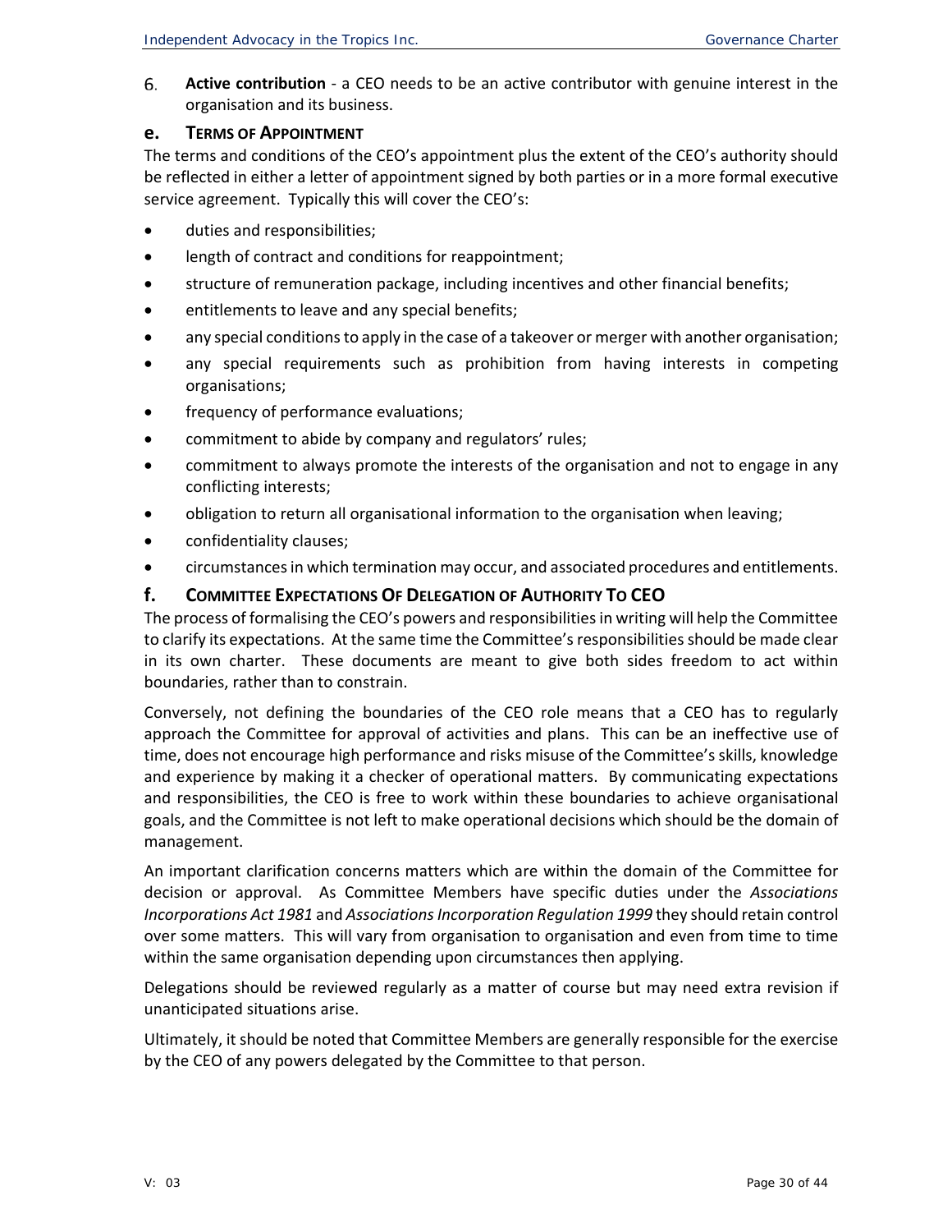6. **Active contribution** - a CEO needs to be an active contributor with genuine interest in the organisation and its business.

### e. Terms of Appointment

The terms and conditions of the CEO's appointment plus the extent of the CEO's authority should be reflected in either a letter of appointment signed by both parties or in a more formal executive service agreement. Typically this will cover the CEO's:

- duties and responsibilities;
- length of contract and conditions for reappointment;
- structure of remuneration package, including incentives and other financial benefits;
- entitlements to leave and any special benefits;
- any special conditions to apply in the case of a takeover or merger with another organisation;
- any special requirements such as prohibition from having interests in competing organisations;
- frequency of performance evaluations;
- commitment to abide by company and regulators' rules;
- commitment to always promote the interests of the organisation and not to engage in any conflicting interests;
- obligation to return all organisational information to the organisation when leaving;
- confidentiality clauses;
- circumstances in which termination may occur, and associated procedures and entitlements.

### f. Committee Expectations Of Delegation of Authority To CEO

The process of formalising the CEO's powers and responsibilities in writing will help the Committee to clarify its expectations. At the same time the Committee's responsibilities should be made clear in its own charter. These documents are meant to give both sides freedom to act within boundaries, rather than to constrain.

Conversely, not defining the boundaries of the CEO role means that a CEO has to regularly approach the Committee for approval of activities and plans. This can be an ineffective use of time, does not encourage high performance and risks misuse of the Committee's skills, knowledge and experience by making it a checker of operational matters. By communicating expectations and responsibilities, the CEO is free to work within these boundaries to achieve organisational goals, and the Committee is not left to make operational decisions which should be the domain of management.

An important clarification concerns matters which are within the domain of the Committee for decision or approval. As Committee Members have specific duties under the *Associations Incorporations Act 1981* and *Associations Incorporation Regulation 1999* they should retain control over some matters. This will vary from organisation to organisation and even from time to time within the same organisation depending upon circumstances then applying.

Delegations should be reviewed regularly as a matter of course but may need extra revision if unanticipated situations arise.

Ultimately, it should be noted that Committee Members are generally responsible for the exercise by the CEO of any powers delegated by the Committee to that person.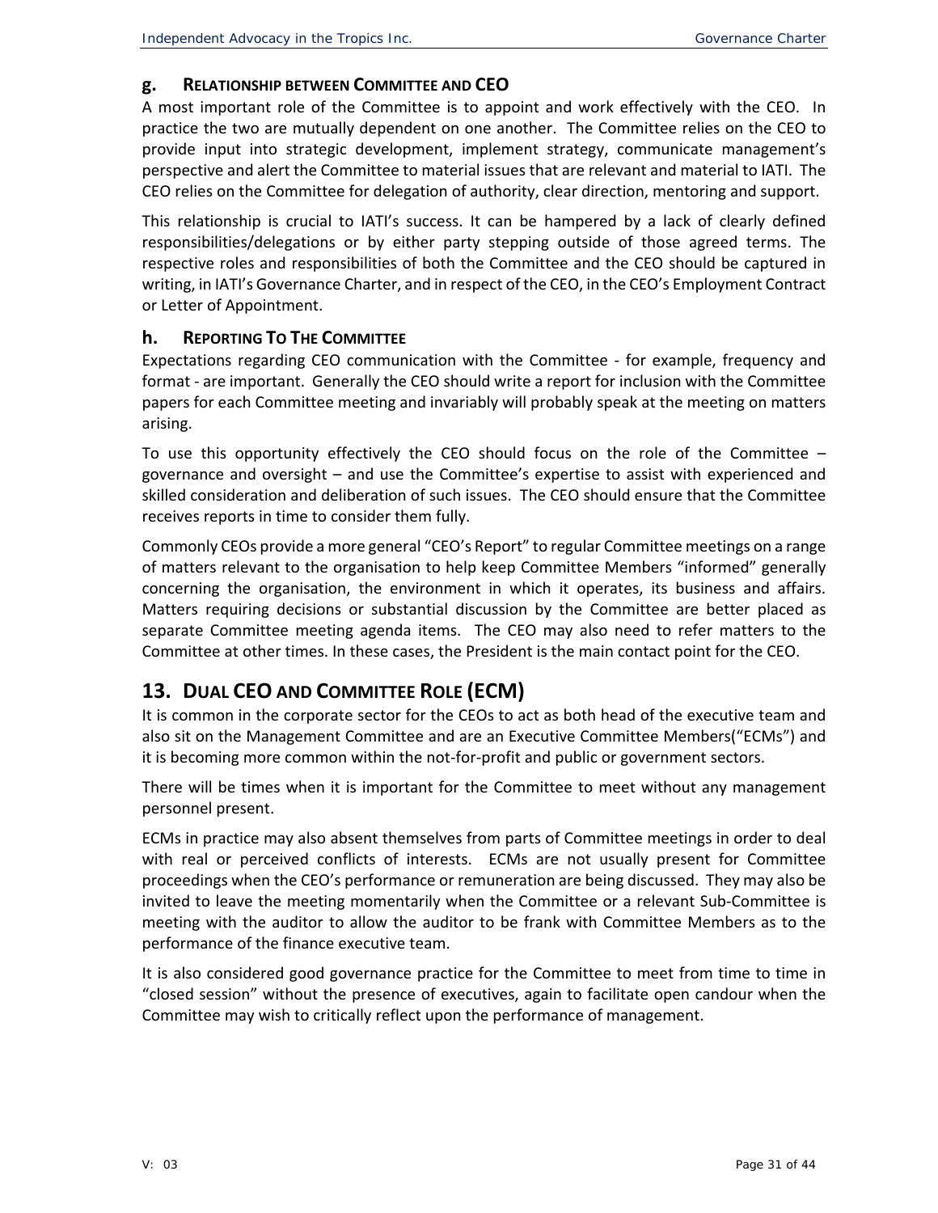### g. Relationship between Committee and CEO

A most important role of the Committee is to appoint and work effectively with the CEO. In practice the two are mutually dependent on one another. The Committee relies on the CEO to provide input into strategic development, implement strategy, communicate management's perspective and alert the Committee to material issues that are relevant and material to IATI. The CEO relies on the Committee for delegation of authority, clear direction, mentoring and support.

This relationship is crucial to IATI's success. It can be hampered by a lack of clearly defined responsibilities/delegations or by either party stepping outside of those agreed terms. The respective roles and responsibilities of both the Committee and the CEO should be captured in writing, in IATI's Governance Charter, and in respect of the CEO, in the CEO's Employment Contract or Letter of Appointment.

### h. Reporting To The Committee

Expectations regarding CEO communication with the Committee - for example, frequency and format - are important. Generally the CEO should write a report for inclusion with the Committee papers for each Committee meeting and invariably will probably speak at the meeting on matters arising.

To use this opportunity effectively the CEO should focus on the role of the Committee – governance and oversight – and use the Committee's expertise to assist with experienced and skilled consideration and deliberation of such issues. The CEO should ensure that the Committee receives reports in time to consider them fully.

Commonly CEOs provide a more general "CEO's Report" to regular Committee meetings on a range of matters relevant to the organisation to help keep Committee Members "informed" generally concerning the organisation, the environment in which it operates, its business and affairs. Matters requiring decisions or substantial discussion by the Committee are better placed as separate Committee meeting agenda items. The CEO may also need to refer matters to the Committee at other times. In these cases, the President is the main contact point for the CEO.

## 13. Dual CEO and Committee Role (ECM)

It is common in the corporate sector for the CEOs to act as both head of the executive team and also sit on the Management Committee and are an Executive Committee Members("ECMs") and it is becoming more common within the not-for-profit and public or government sectors.

There will be times when it is important for the Committee to meet without any management personnel present.

ECMs in practice may also absent themselves from parts of Committee meetings in order to deal with real or perceived conflicts of interests. ECMs are not usually present for Committee proceedings when the CEO's performance or remuneration are being discussed. They may also be invited to leave the meeting momentarily when the Committee or a relevant Sub-Committee is meeting with the auditor to allow the auditor to be frank with Committee Members as to the performance of the finance executive team.

It is also considered good governance practice for the Committee to meet from time to time in "closed session" without the presence of executives, again to facilitate open candour when the Committee may wish to critically reflect upon the performance of management.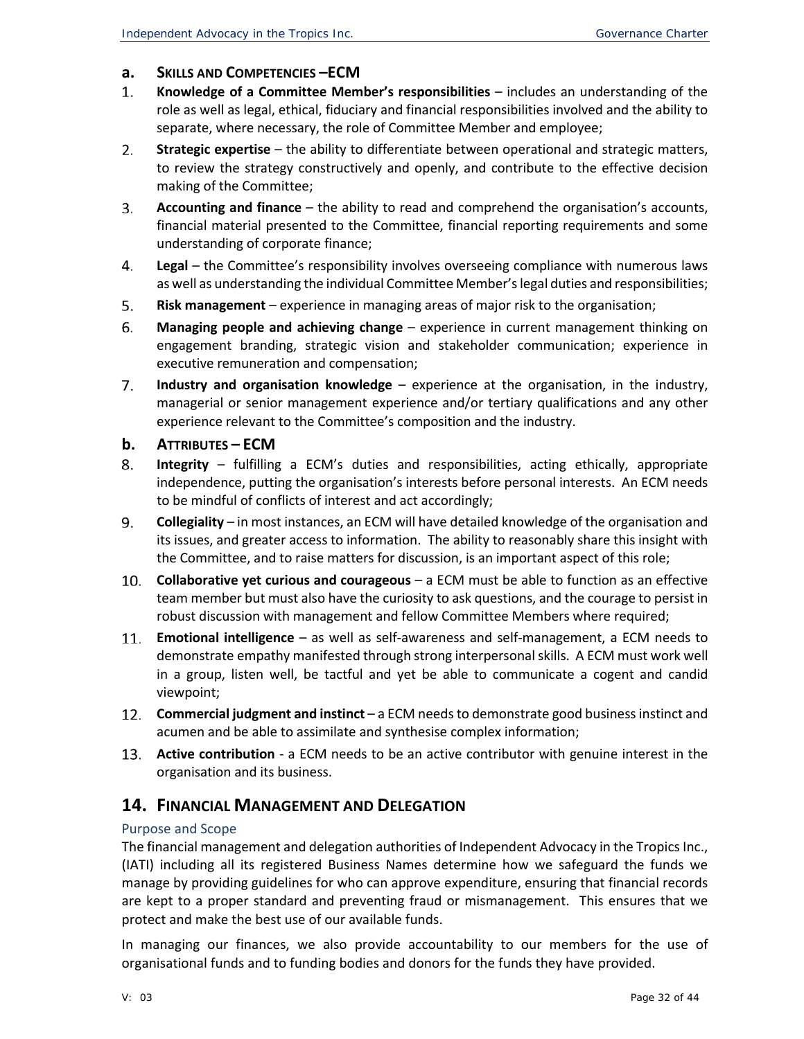### a. Skills and Competencies –ECM

1. **Knowledge of a Committee Member's responsibilities** – includes an understanding of the role as well as legal, ethical, fiduciary and financial responsibilities involved and the ability to separate, where necessary, the role of Committee Member and employee;
2. **Strategic expertise** – the ability to differentiate between operational and strategic matters, to review the strategy constructively and openly, and contribute to the effective decision making of the Committee;
3. **Accounting and finance** – the ability to read and comprehend the organisation's accounts, financial material presented to the Committee, financial reporting requirements and some understanding of corporate finance;
4. **Legal** – the Committee's responsibility involves overseeing compliance with numerous laws as well as understanding the individual Committee Member's legal duties and responsibilities;
5. **Risk management** – experience in managing areas of major risk to the organisation;
6. **Managing people and achieving change** – experience in current management thinking on engagement branding, strategic vision and stakeholder communication; experience in executive remuneration and compensation;
7. **Industry and organisation knowledge** – experience at the organisation, in the industry, managerial or senior management experience and/or tertiary qualifications and any other experience relevant to the Committee's composition and the industry.

### b. Attributes – ECM

8. **Integrity** – fulfilling a ECM's duties and responsibilities, acting ethically, appropriate independence, putting the organisation's interests before personal interests. An ECM needs to be mindful of conflicts of interest and act accordingly;
9. **Collegiality** – in most instances, an ECM will have detailed knowledge of the organisation and its issues, and greater access to information. The ability to reasonably share this insight with the Committee, and to raise matters for discussion, is an important aspect of this role;
10. **Collaborative yet curious and courageous** – a ECM must be able to function as an effective team member but must also have the curiosity to ask questions, and the courage to persist in robust discussion with management and fellow Committee Members where required;
11. **Emotional intelligence** – as well as self-awareness and self-management, a ECM needs to demonstrate empathy manifested through strong interpersonal skills. A ECM must work well in a group, listen well, be tactful and yet be able to communicate a cogent and candid viewpoint;
12. **Commercial judgment and instinct** – a ECM needs to demonstrate good business instinct and acumen and be able to assimilate and synthesise complex information;
13. **Active contribution** - a ECM needs to be an active contributor with genuine interest in the organisation and its business.

## 14. Financial Management and Delegation

### Purpose and Scope

The financial management and delegation authorities of Independent Advocacy in the Tropics Inc., (IATI) including all its registered Business Names determine how we safeguard the funds we manage by providing guidelines for who can approve expenditure, ensuring that financial records are kept to a proper standard and preventing fraud or mismanagement. This ensures that we protect and make the best use of our available funds.

In managing our finances, we also provide accountability to our members for the use of organisational funds and to funding bodies and donors for the funds they have provided.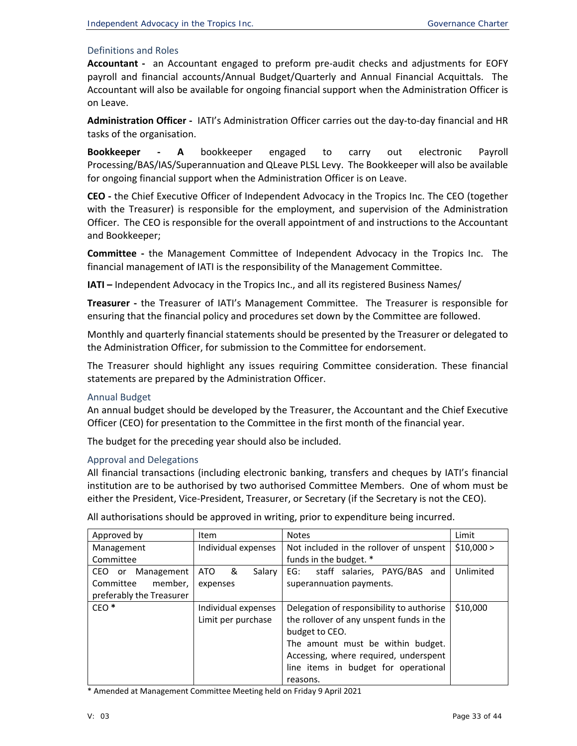## Definitions and Roles

**Accountant -** an Accountant engaged to preform pre-audit checks and adjustments for EOFY payroll and financial accounts/Annual Budget/Quarterly and Annual Financial Acquittals. The Accountant will also be available for ongoing financial support when the Administration Officer is on Leave.

**Administration Officer -** IATI's Administration Officer carries out the day-to-day financial and HR tasks of the organisation.

**Bookkeeper - A** bookkeeper engaged to carry out electronic Payroll Processing/BAS/IAS/Superannuation and QLeave PLSL Levy. The Bookkeeper will also be available for ongoing financial support when the Administration Officer is on Leave.

**CEO -** the Chief Executive Officer of Independent Advocacy in the Tropics Inc. The CEO (together with the Treasurer) is responsible for the employment, and supervision of the Administration Officer. The CEO is responsible for the overall appointment of and instructions to the Accountant and Bookkeeper;

**Committee -** the Management Committee of Independent Advocacy in the Tropics Inc. The financial management of IATI is the responsibility of the Management Committee.

**IATI –** Independent Advocacy in the Tropics Inc., and all its registered Business Names/

**Treasurer -** the Treasurer of IATI's Management Committee. The Treasurer is responsible for ensuring that the financial policy and procedures set down by the Committee are followed.

Monthly and quarterly financial statements should be presented by the Treasurer or delegated to the Administration Officer, for submission to the Committee for endorsement.

The Treasurer should highlight any issues requiring Committee consideration. These financial statements are prepared by the Administration Officer.

## Annual Budget

An annual budget should be developed by the Treasurer, the Accountant and the Chief Executive Officer (CEO) for presentation to the Committee in the first month of the financial year.

The budget for the preceding year should also be included.

## Approval and Delegations

All financial transactions (including electronic banking, transfers and cheques by IATI's financial institution are to be authorised by two authorised Committee Members. One of whom must be either the President, Vice-President, Treasurer, or Secretary (if the Secretary is not the CEO).

All authorisations should be approved in writing, prior to expenditure being incurred.

| Approved by | Item | Notes | Limit |
|---|---|---|---|
| Management Committee | Individual expenses | Not included in the rollover of unspent funds in the budget. * | $10,000 > |
| CEO or Management Committee member, preferably the Treasurer | ATO & Salary expenses | EG: staff salaries, PAYG/BAS and superannuation payments. | Unlimited |
| CEO * | Individual expenses Limit per purchase | Delegation of responsibility to authorise the rollover of any unspent funds in the budget to CEO. The amount must be within budget. Accessing, where required, underspent line items in budget for operational reasons. | $10,000 |

\* Amended at Management Committee Meeting held on Friday 9 April 2021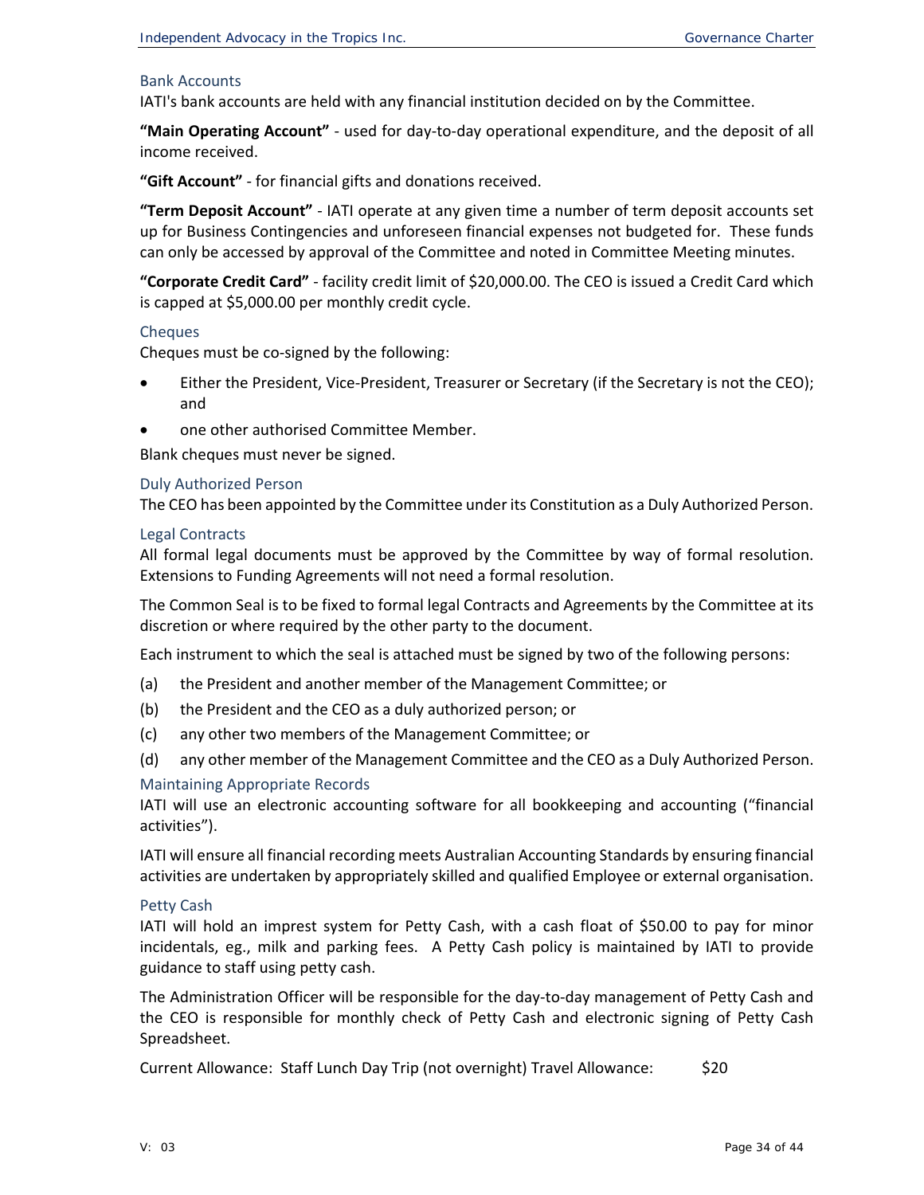### Bank Accounts

IATI's bank accounts are held with any financial institution decided on by the Committee.

**"Main Operating Account"** - used for day-to-day operational expenditure, and the deposit of all income received.

**"Gift Account"** - for financial gifts and donations received.

**"Term Deposit Account"** - IATI operate at any given time a number of term deposit accounts set up for Business Contingencies and unforeseen financial expenses not budgeted for. These funds can only be accessed by approval of the Committee and noted in Committee Meeting minutes.

**"Corporate Credit Card"** - facility credit limit of $20,000.00. The CEO is issued a Credit Card which is capped at $5,000.00 per monthly credit cycle.

### Cheques

Cheques must be co-signed by the following:

- Either the President, Vice-President, Treasurer or Secretary (if the Secretary is not the CEO); and
- one other authorised Committee Member.

Blank cheques must never be signed.

### Duly Authorized Person

The CEO has been appointed by the Committee under its Constitution as a Duly Authorized Person.

### Legal Contracts

All formal legal documents must be approved by the Committee by way of formal resolution. Extensions to Funding Agreements will not need a formal resolution.

The Common Seal is to be fixed to formal legal Contracts and Agreements by the Committee at its discretion or where required by the other party to the document.

Each instrument to which the seal is attached must be signed by two of the following persons:

(a) the President and another member of the Management Committee; or

(b) the President and the CEO as a duly authorized person; or

(c) any other two members of the Management Committee; or

(d) any other member of the Management Committee and the CEO as a Duly Authorized Person.

### Maintaining Appropriate Records

IATI will use an electronic accounting software for all bookkeeping and accounting ("financial activities").

IATI will ensure all financial recording meets Australian Accounting Standards by ensuring financial activities are undertaken by appropriately skilled and qualified Employee or external organisation.

### Petty Cash

IATI will hold an imprest system for Petty Cash, with a cash float of $50.00 to pay for minor incidentals, eg., milk and parking fees. A Petty Cash policy is maintained by IATI to provide guidance to staff using petty cash.

The Administration Officer will be responsible for the day-to-day management of Petty Cash and the CEO is responsible for monthly check of Petty Cash and electronic signing of Petty Cash Spreadsheet.

Current Allowance: Staff Lunch Day Trip (not overnight) Travel Allowance: $20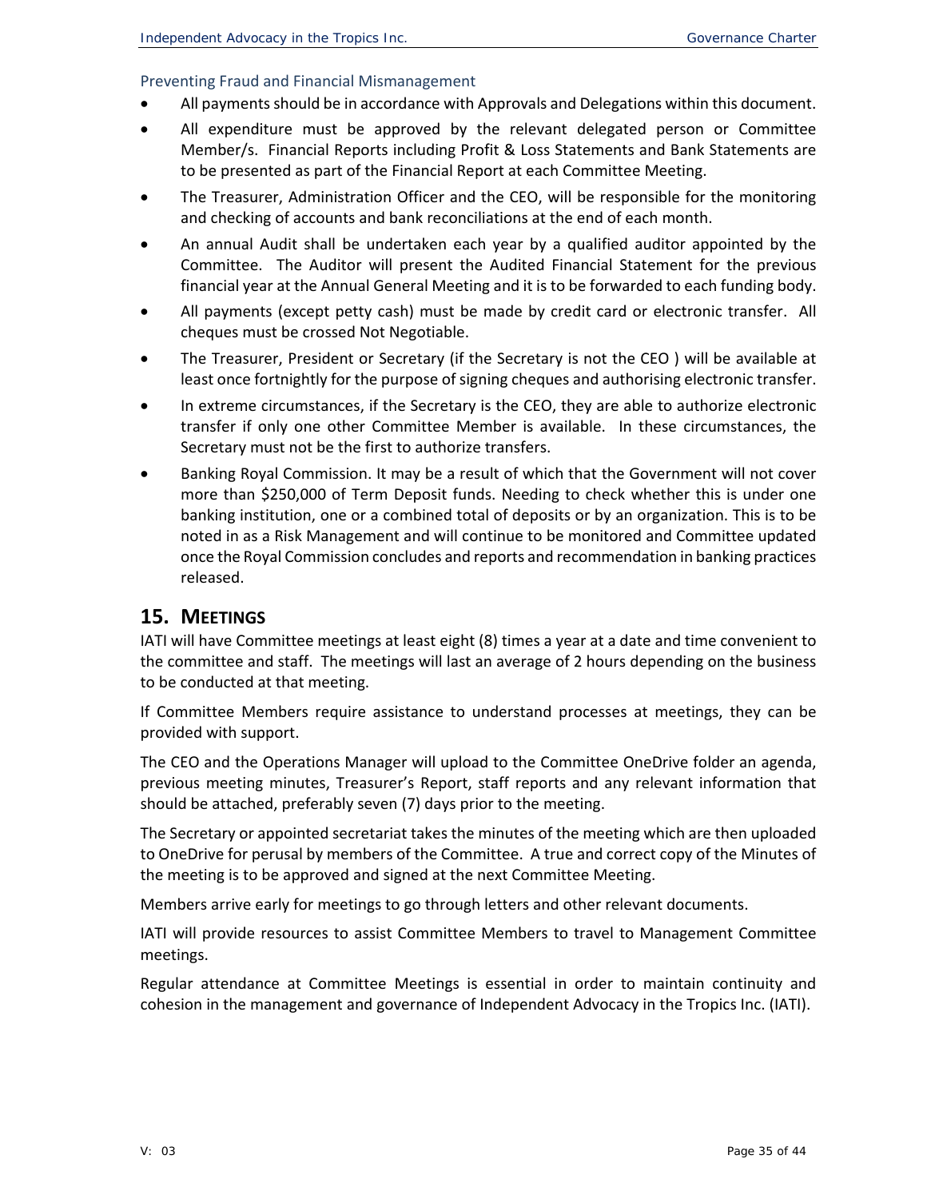### Preventing Fraud and Financial Mismanagement

- All payments should be in accordance with Approvals and Delegations within this document.
- All expenditure must be approved by the relevant delegated person or Committee Member/s. Financial Reports including Profit & Loss Statements and Bank Statements are to be presented as part of the Financial Report at each Committee Meeting.
- The Treasurer, Administration Officer and the CEO, will be responsible for the monitoring and checking of accounts and bank reconciliations at the end of each month.
- An annual Audit shall be undertaken each year by a qualified auditor appointed by the Committee. The Auditor will present the Audited Financial Statement for the previous financial year at the Annual General Meeting and it is to be forwarded to each funding body.
- All payments (except petty cash) must be made by credit card or electronic transfer. All cheques must be crossed Not Negotiable.
- The Treasurer, President or Secretary (if the Secretary is not the CEO ) will be available at least once fortnightly for the purpose of signing cheques and authorising electronic transfer.
- In extreme circumstances, if the Secretary is the CEO, they are able to authorize electronic transfer if only one other Committee Member is available. In these circumstances, the Secretary must not be the first to authorize transfers.
- Banking Royal Commission. It may be a result of which that the Government will not cover more than $250,000 of Term Deposit funds. Needing to check whether this is under one banking institution, one or a combined total of deposits or by an organization. This is to be noted in as a Risk Management and will continue to be monitored and Committee updated once the Royal Commission concludes and reports and recommendation in banking practices released.

## 15. Meetings

IATI will have Committee meetings at least eight (8) times a year at a date and time convenient to the committee and staff. The meetings will last an average of 2 hours depending on the business to be conducted at that meeting.

If Committee Members require assistance to understand processes at meetings, they can be provided with support.

The CEO and the Operations Manager will upload to the Committee OneDrive folder an agenda, previous meeting minutes, Treasurer's Report, staff reports and any relevant information that should be attached, preferably seven (7) days prior to the meeting.

The Secretary or appointed secretariat takes the minutes of the meeting which are then uploaded to OneDrive for perusal by members of the Committee. A true and correct copy of the Minutes of the meeting is to be approved and signed at the next Committee Meeting.

Members arrive early for meetings to go through letters and other relevant documents.

IATI will provide resources to assist Committee Members to travel to Management Committee meetings.

Regular attendance at Committee Meetings is essential in order to maintain continuity and cohesion in the management and governance of Independent Advocacy in the Tropics Inc. (IATI).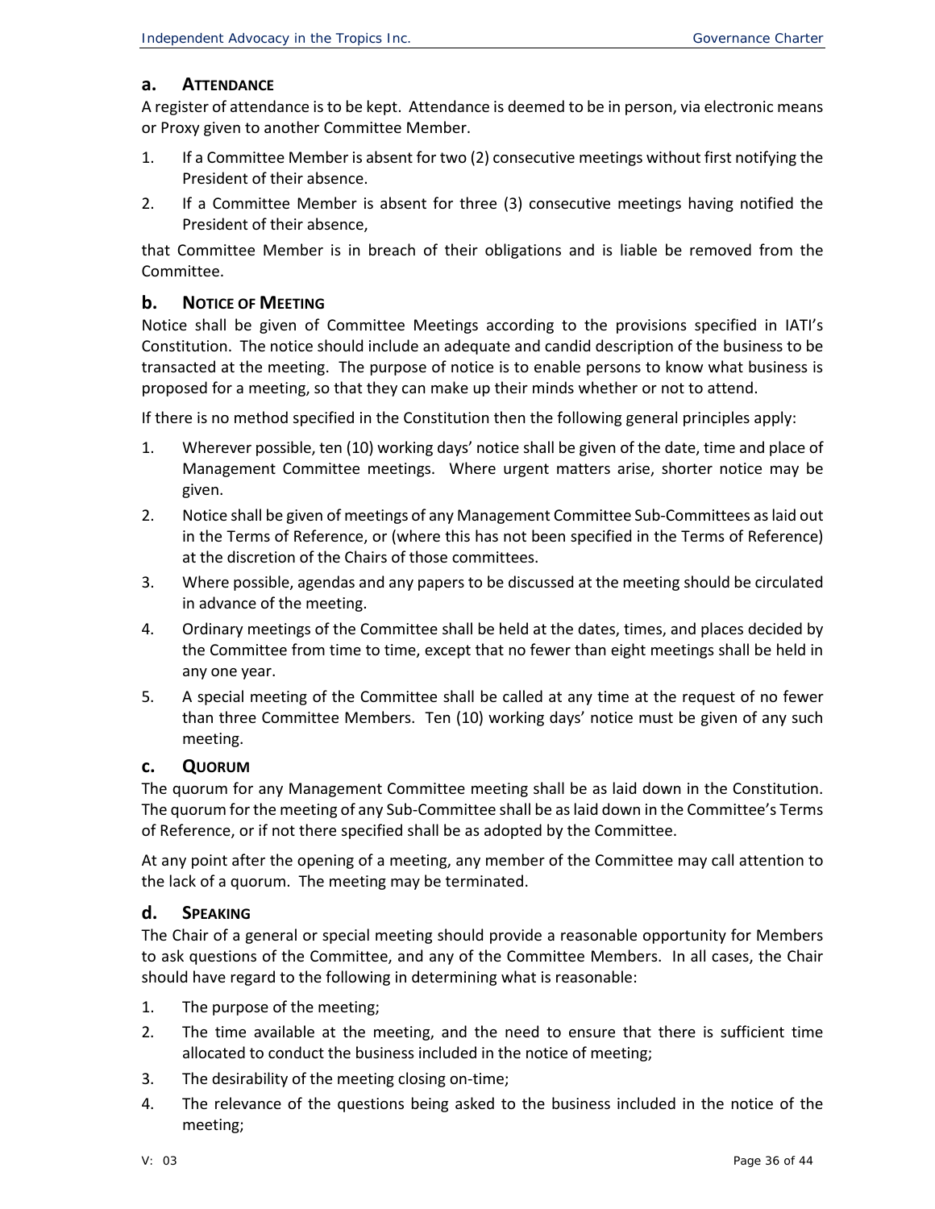### a. Attendance

A register of attendance is to be kept. Attendance is deemed to be in person, via electronic means or Proxy given to another Committee Member.

1. If a Committee Member is absent for two (2) consecutive meetings without first notifying the President of their absence.
2. If a Committee Member is absent for three (3) consecutive meetings having notified the President of their absence,

that Committee Member is in breach of their obligations and is liable be removed from the Committee.

### b. Notice of Meeting

Notice shall be given of Committee Meetings according to the provisions specified in IATI's Constitution. The notice should include an adequate and candid description of the business to be transacted at the meeting. The purpose of notice is to enable persons to know what business is proposed for a meeting, so that they can make up their minds whether or not to attend.

If there is no method specified in the Constitution then the following general principles apply:

1. Wherever possible, ten (10) working days' notice shall be given of the date, time and place of Management Committee meetings. Where urgent matters arise, shorter notice may be given.
2. Notice shall be given of meetings of any Management Committee Sub-Committees as laid out in the Terms of Reference, or (where this has not been specified in the Terms of Reference) at the discretion of the Chairs of those committees.
3. Where possible, agendas and any papers to be discussed at the meeting should be circulated in advance of the meeting.
4. Ordinary meetings of the Committee shall be held at the dates, times, and places decided by the Committee from time to time, except that no fewer than eight meetings shall be held in any one year.
5. A special meeting of the Committee shall be called at any time at the request of no fewer than three Committee Members. Ten (10) working days' notice must be given of any such meeting.

### c. Quorum

The quorum for any Management Committee meeting shall be as laid down in the Constitution. The quorum for the meeting of any Sub-Committee shall be as laid down in the Committee's Terms of Reference, or if not there specified shall be as adopted by the Committee.

At any point after the opening of a meeting, any member of the Committee may call attention to the lack of a quorum. The meeting may be terminated.

### d. Speaking

The Chair of a general or special meeting should provide a reasonable opportunity for Members to ask questions of the Committee, and any of the Committee Members. In all cases, the Chair should have regard to the following in determining what is reasonable:

1. The purpose of the meeting;
2. The time available at the meeting, and the need to ensure that there is sufficient time allocated to conduct the business included in the notice of meeting;
3. The desirability of the meeting closing on-time;
4. The relevance of the questions being asked to the business included in the notice of the meeting;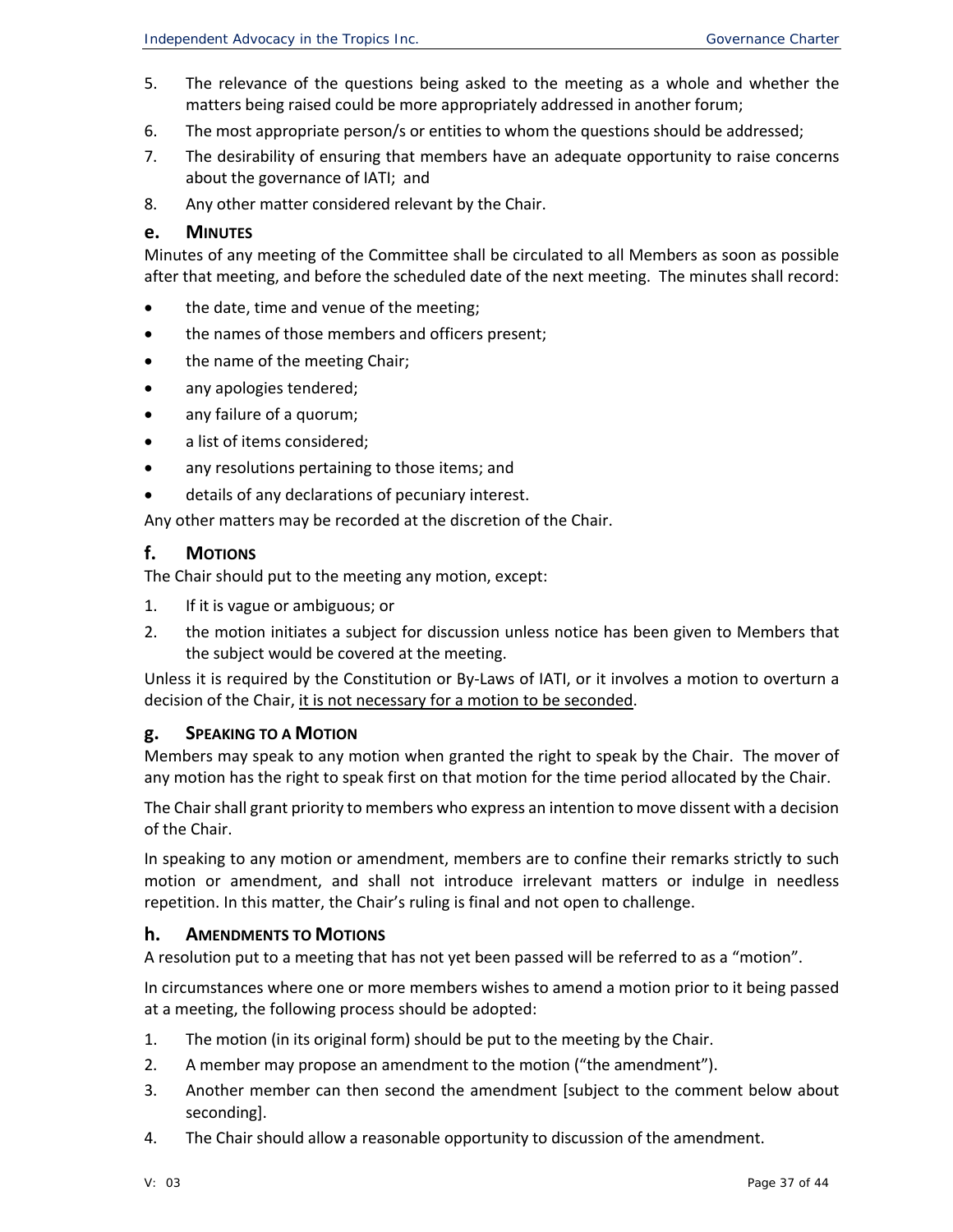5. The relevance of the questions being asked to the meeting as a whole and whether the matters being raised could be more appropriately addressed in another forum;
6. The most appropriate person/s or entities to whom the questions should be addressed;
7. The desirability of ensuring that members have an adequate opportunity to raise concerns about the governance of IATI; and
8. Any other matter considered relevant by the Chair.

### e. Minutes

Minutes of any meeting of the Committee shall be circulated to all Members as soon as possible after that meeting, and before the scheduled date of the next meeting. The minutes shall record:

- the date, time and venue of the meeting;
- the names of those members and officers present;
- the name of the meeting Chair;
- any apologies tendered;
- any failure of a quorum;
- a list of items considered;
- any resolutions pertaining to those items; and
- details of any declarations of pecuniary interest.

Any other matters may be recorded at the discretion of the Chair.

### f. Motions

The Chair should put to the meeting any motion, except:

1. If it is vague or ambiguous; or
2. the motion initiates a subject for discussion unless notice has been given to Members that the subject would be covered at the meeting.

Unless it is required by the Constitution or By-Laws of IATI, or it involves a motion to overturn a decision of the Chair, <u>it is not necessary for a motion to be seconded</u>.

### g. Speaking to a Motion

Members may speak to any motion when granted the right to speak by the Chair. The mover of any motion has the right to speak first on that motion for the time period allocated by the Chair.

The Chair shall grant priority to members who express an intention to move dissent with a decision of the Chair.

In speaking to any motion or amendment, members are to confine their remarks strictly to such motion or amendment, and shall not introduce irrelevant matters or indulge in needless repetition. In this matter, the Chair's ruling is final and not open to challenge.

### h. Amendments to Motions

A resolution put to a meeting that has not yet been passed will be referred to as a "motion".

In circumstances where one or more members wishes to amend a motion prior to it being passed at a meeting, the following process should be adopted:

1. The motion (in its original form) should be put to the meeting by the Chair.
2. A member may propose an amendment to the motion ("the amendment").
3. Another member can then second the amendment [subject to the comment below about seconding].
4. The Chair should allow a reasonable opportunity to discussion of the amendment.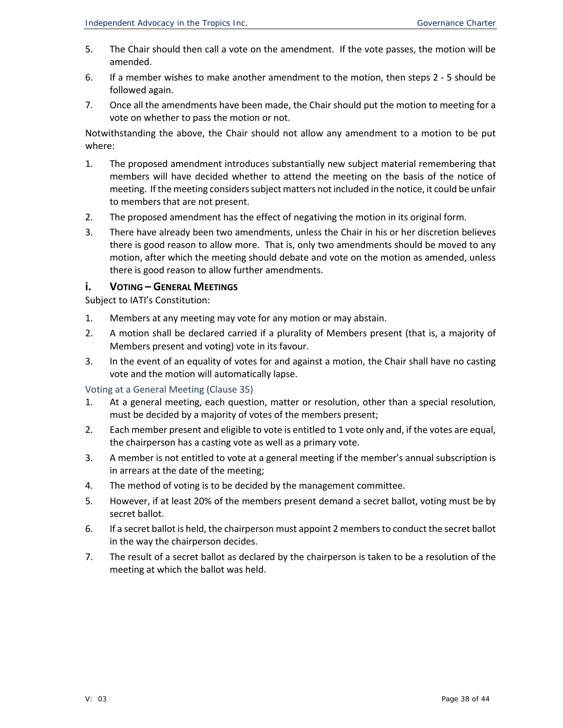5. The Chair should then call a vote on the amendment. If the vote passes, the motion will be amended.
6. If a member wishes to make another amendment to the motion, then steps 2 - 5 should be followed again.
7. Once all the amendments have been made, the Chair should put the motion to meeting for a vote on whether to pass the motion or not.

Notwithstanding the above, the Chair should not allow any amendment to a motion to be put where:

1. The proposed amendment introduces substantially new subject material remembering that members will have decided whether to attend the meeting on the basis of the notice of meeting. If the meeting considers subject matters not included in the notice, it could be unfair to members that are not present.
2. The proposed amendment has the effect of negativing the motion in its original form.
3. There have already been two amendments, unless the Chair in his or her discretion believes there is good reason to allow more. That is, only two amendments should be moved to any motion, after which the meeting should debate and vote on the motion as amended, unless there is good reason to allow further amendments.

## i. Voting – General Meetings

Subject to IATI's Constitution:

1. Members at any meeting may vote for any motion or may abstain.
2. A motion shall be declared carried if a plurality of Members present (that is, a majority of Members present and voting) vote in its favour.
3. In the event of an equality of votes for and against a motion, the Chair shall have no casting vote and the motion will automatically lapse.

### Voting at a General Meeting (Clause 35)

1. At a general meeting, each question, matter or resolution, other than a special resolution, must be decided by a majority of votes of the members present;
2. Each member present and eligible to vote is entitled to 1 vote only and, if the votes are equal, the chairperson has a casting vote as well as a primary vote.
3. A member is not entitled to vote at a general meeting if the member's annual subscription is in arrears at the date of the meeting;
4. The method of voting is to be decided by the management committee.
5. However, if at least 20% of the members present demand a secret ballot, voting must be by secret ballot.
6. If a secret ballot is held, the chairperson must appoint 2 members to conduct the secret ballot in the way the chairperson decides.
7. The result of a secret ballot as declared by the chairperson is taken to be a resolution of the meeting at which the ballot was held.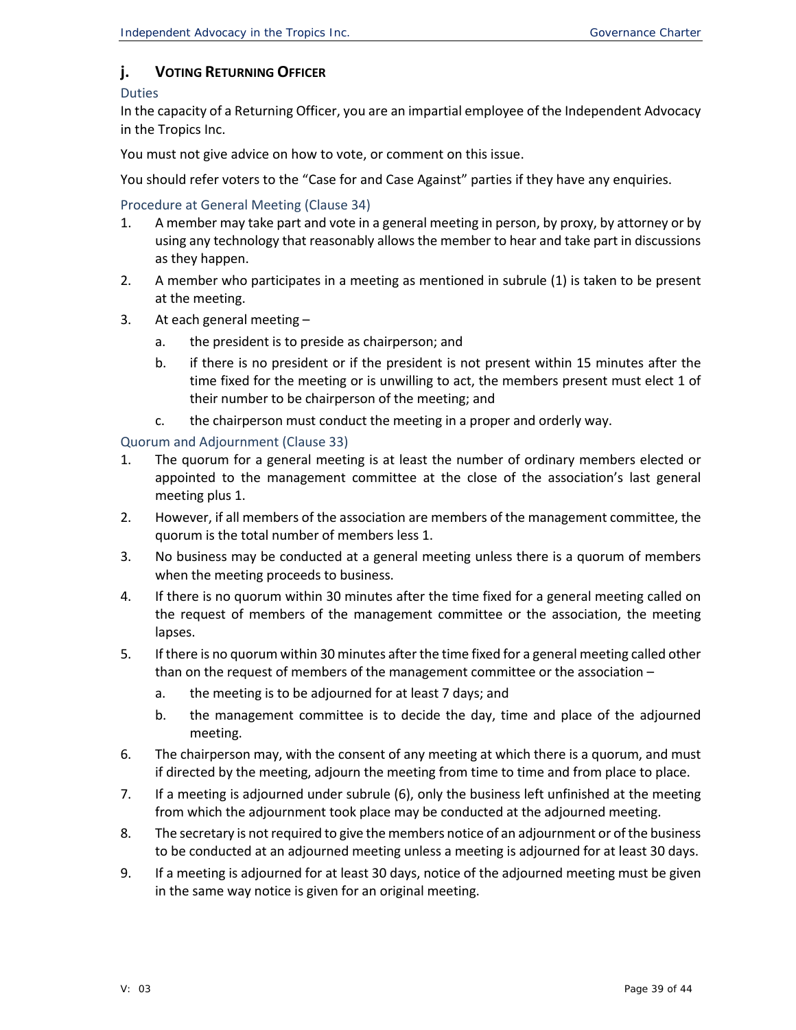## j. VOTING RETURNING OFFICER

### Duties

In the capacity of a Returning Officer, you are an impartial employee of the Independent Advocacy in the Tropics Inc.

You must not give advice on how to vote, or comment on this issue.

You should refer voters to the "Case for and Case Against" parties if they have any enquiries.

### Procedure at General Meeting (Clause 34)

1. A member may take part and vote in a general meeting in person, by proxy, by attorney or by using any technology that reasonably allows the member to hear and take part in discussions as they happen.
2. A member who participates in a meeting as mentioned in subrule (1) is taken to be present at the meeting.
3. At each general meeting –
   a. the president is to preside as chairperson; and
   b. if there is no president or if the president is not present within 15 minutes after the time fixed for the meeting or is unwilling to act, the members present must elect 1 of their number to be chairperson of the meeting; and
   c. the chairperson must conduct the meeting in a proper and orderly way.

### Quorum and Adjournment (Clause 33)

1. The quorum for a general meeting is at least the number of ordinary members elected or appointed to the management committee at the close of the association's last general meeting plus 1.
2. However, if all members of the association are members of the management committee, the quorum is the total number of members less 1.
3. No business may be conducted at a general meeting unless there is a quorum of members when the meeting proceeds to business.
4. If there is no quorum within 30 minutes after the time fixed for a general meeting called on the request of members of the management committee or the association, the meeting lapses.
5. If there is no quorum within 30 minutes after the time fixed for a general meeting called other than on the request of members of the management committee or the association –
   a. the meeting is to be adjourned for at least 7 days; and
   b. the management committee is to decide the day, time and place of the adjourned meeting.
6. The chairperson may, with the consent of any meeting at which there is a quorum, and must if directed by the meeting, adjourn the meeting from time to time and from place to place.
7. If a meeting is adjourned under subrule (6), only the business left unfinished at the meeting from which the adjournment took place may be conducted at the adjourned meeting.
8. The secretary is not required to give the members notice of an adjournment or of the business to be conducted at an adjourned meeting unless a meeting is adjourned for at least 30 days.
9. If a meeting is adjourned for at least 30 days, notice of the adjourned meeting must be given in the same way notice is given for an original meeting.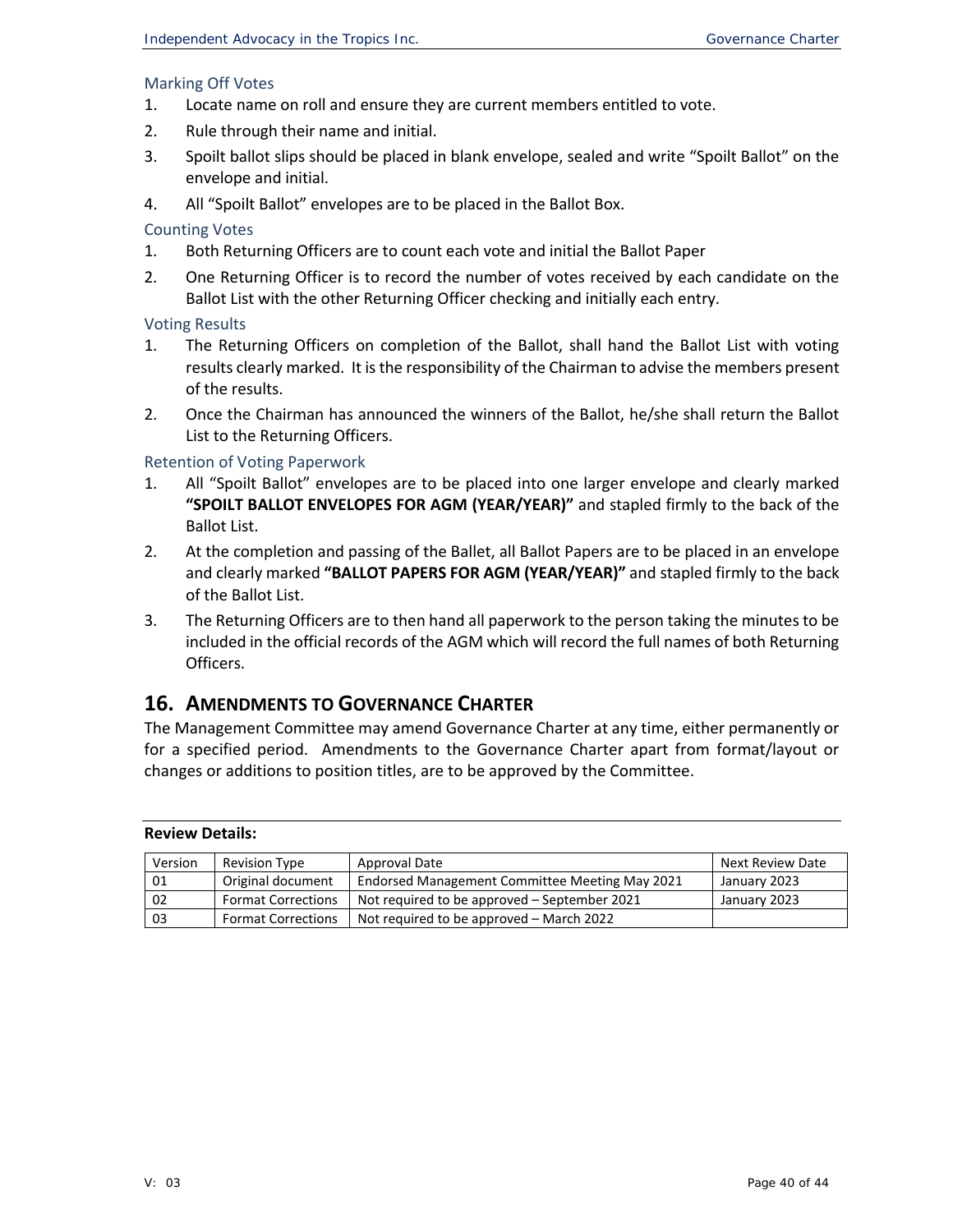### Marking Off Votes

1. Locate name on roll and ensure they are current members entitled to vote.
2. Rule through their name and initial.
3. Spoilt ballot slips should be placed in blank envelope, sealed and write “Spoilt Ballot” on the envelope and initial.
4. All “Spoilt Ballot” envelopes are to be placed in the Ballot Box.

### Counting Votes

1. Both Returning Officers are to count each vote and initial the Ballot Paper
2. One Returning Officer is to record the number of votes received by each candidate on the Ballot List with the other Returning Officer checking and initially each entry.

### Voting Results

1. The Returning Officers on completion of the Ballot, shall hand the Ballot List with voting results clearly marked. It is the responsibility of the Chairman to advise the members present of the results.
2. Once the Chairman has announced the winners of the Ballot, he/she shall return the Ballot List to the Returning Officers.

### Retention of Voting Paperwork

1. All “Spoilt Ballot” envelopes are to be placed into one larger envelope and clearly marked **“SPOILT BALLOT ENVELOPES FOR AGM (YEAR/YEAR)”** and stapled firmly to the back of the Ballot List.
2. At the completion and passing of the Ballet, all Ballot Papers are to be placed in an envelope and clearly marked **“BALLOT PAPERS FOR AGM (YEAR/YEAR)”** and stapled firmly to the back of the Ballot List.
3. The Returning Officers are to then hand all paperwork to the person taking the minutes to be included in the official records of the AGM which will record the full names of both Returning Officers.

## 16. AMENDMENTS TO GOVERNANCE CHARTER

The Management Committee may amend Governance Charter at any time, either permanently or for a specified period. Amendments to the Governance Charter apart from format/layout or changes or additions to position titles, are to be approved by the Committee.

**Review Details:**

| Version | Revision Type | Approval Date | Next Review Date |
|---|---|---|---|
| 01 | Original document | Endorsed Management Committee Meeting May 2021 | January 2023 |
| 02 | Format Corrections | Not required to be approved – September 2021 | January 2023 |
| 03 | Format Corrections | Not required to be approved – March 2022 | |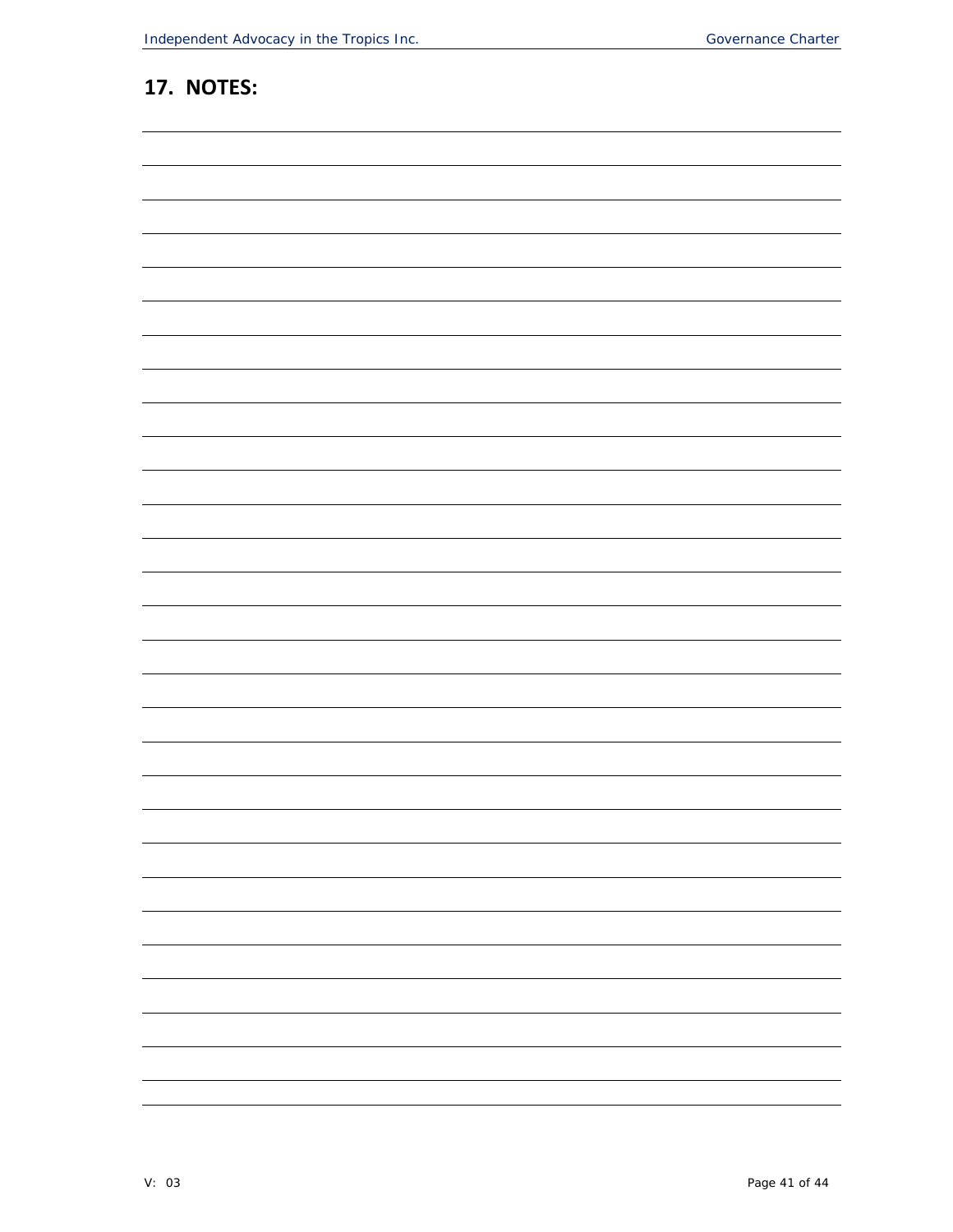## 17. NOTES: